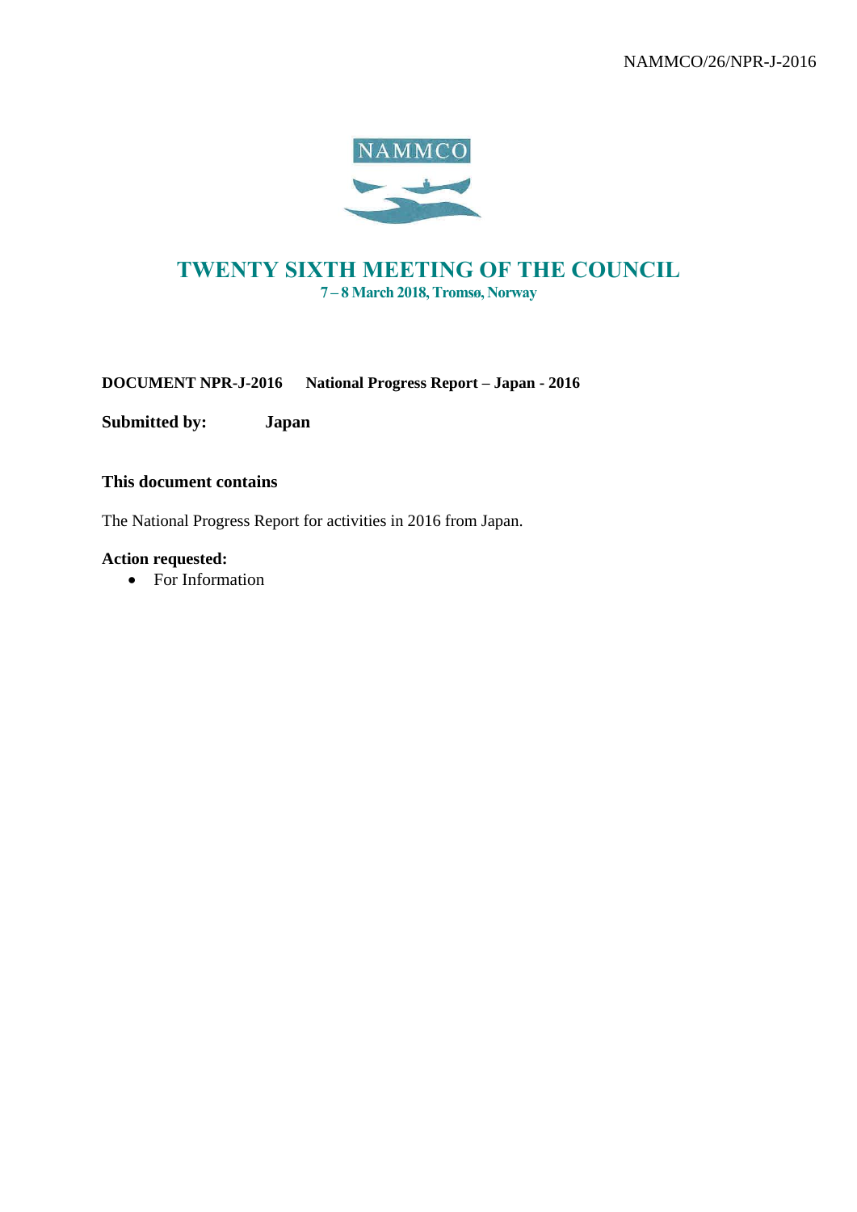NAMMCO/26/NPR-J-2016

NAMMCO

# TWENTY SIXTH MEETING OF THE COUNCIL

**7 – 8 March 2018, Tromsø, Norway**

**DOCUMENT NPR-J-2016 National Progress Report – Japan - 2016**

**Submitted by: Japan**

**This document contains**

The National Progress Report for activities in 2016 from Japan.

**Action requested:**

- For Information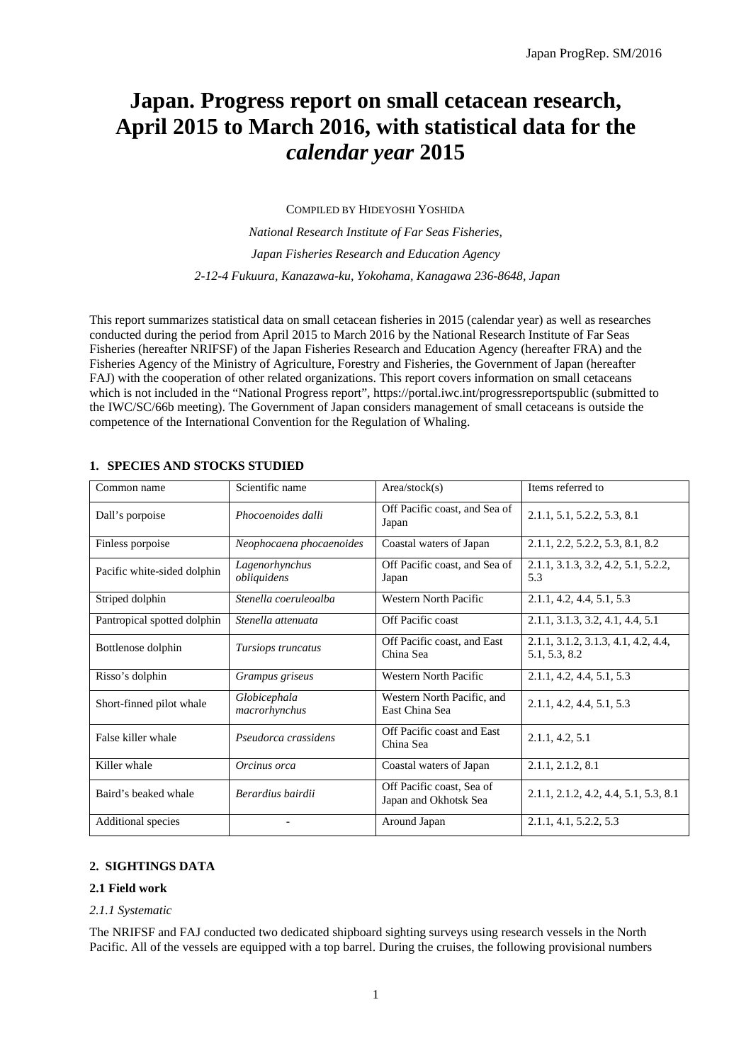# Japan. Progress report on small cetacean research, April 2015 to March 2016, with statistical data for the *calendar year* 2015

COMPILED BY HIDEYOSHI YOSHIDA

*National Research Institute of Far Seas Fisheries,*

*Japan Fisheries Research and Education Agency*

*2-12-4 Fukuura, Kanazawa-ku, Yokohama, Kanagawa 236-8648, Japan*

This report summarizes statistical data on small cetacean fisheries in 2015 (calendar year) as well as researches conducted during the period from April 2015 to March 2016 by the National Research Institute of Far Seas Fisheries (hereafter NRIFSF) of the Japan Fisheries Research and Education Agency (hereafter FRA) and the Fisheries Agency of the Ministry of Agriculture, Forestry and Fisheries, the Government of Japan (hereafter FAJ) with the cooperation of other related organizations. This report covers information on small cetaceans which is not included in the "National Progress report", https://portal.iwc.int/progressreportspublic (submitted to the IWC/SC/66b meeting). The Government of Japan considers management of small cetaceans is outside the competence of the International Convention for the Regulation of Whaling.

## 1. SPECIES AND STOCKS STUDIED

| Common name | Scientific name | Area/stock(s) | Items referred to |
|---|---|---|---|
| Dall's porpoise | *Phocoenoides dalli* | Off Pacific coast, and Sea of Japan | 2.1.1, 5.1, 5.2.2, 5.3, 8.1 |
| Finless porpoise | *Neophocaena phocaenoides* | Coastal waters of Japan | 2.1.1, 2.2, 5.2.2, 5.3, 8.1, 8.2 |
| Pacific white-sided dolphin | *Lagenorhynchus obliquidens* | Off Pacific coast, and Sea of Japan | 2.1.1, 3.1.3, 3.2, 4.2, 5.1, 5.2.2, 5.3 |
| Striped dolphin | *Stenella coeruleoalba* | Western North Pacific | 2.1.1, 4.2, 4.4, 5.1, 5.3 |
| Pantropical spotted dolphin | *Stenella attenuata* | Off Pacific coast | 2.1.1, 3.1.3, 3.2, 4.1, 4.4, 5.1 |
| Bottlenose dolphin | *Tursiops truncatus* | Off Pacific coast, and East China Sea | 2.1.1, 3.1.2, 3.1.3, 4.1, 4.2, 4.4, 5.1, 5.3, 8.2 |
| Risso's dolphin | *Grampus griseus* | Western North Pacific | 2.1.1, 4.2, 4.4, 5.1, 5.3 |
| Short-finned pilot whale | *Globicephala macrorhynchus* | Western North Pacific, and East China Sea | 2.1.1, 4.2, 4.4, 5.1, 5.3 |
| False killer whale | *Pseudorca crassidens* | Off Pacific coast and East China Sea | 2.1.1, 4.2, 5.1 |
| Killer whale | *Orcinus orca* | Coastal waters of Japan | 2.1.1, 2.1.2, 8.1 |
| Baird's beaked whale | *Berardius bairdii* | Off Pacific coast, Sea of Japan and Okhotsk Sea | 2.1.1, 2.1.2, 4.2, 4.4, 5.1, 5.3, 8.1 |
| Additional species | - | Around Japan | 2.1.1, 4.1, 5.2.2, 5.3 |

## 2. SIGHTINGS DATA

### 2.1 Field work

*2.1.1 Systematic*

The NRIFSF and FAJ conducted two dedicated shipboard sighting surveys using research vessels in the North Pacific. All of the vessels are equipped with a top barrel. During the cruises, the following provisional numbers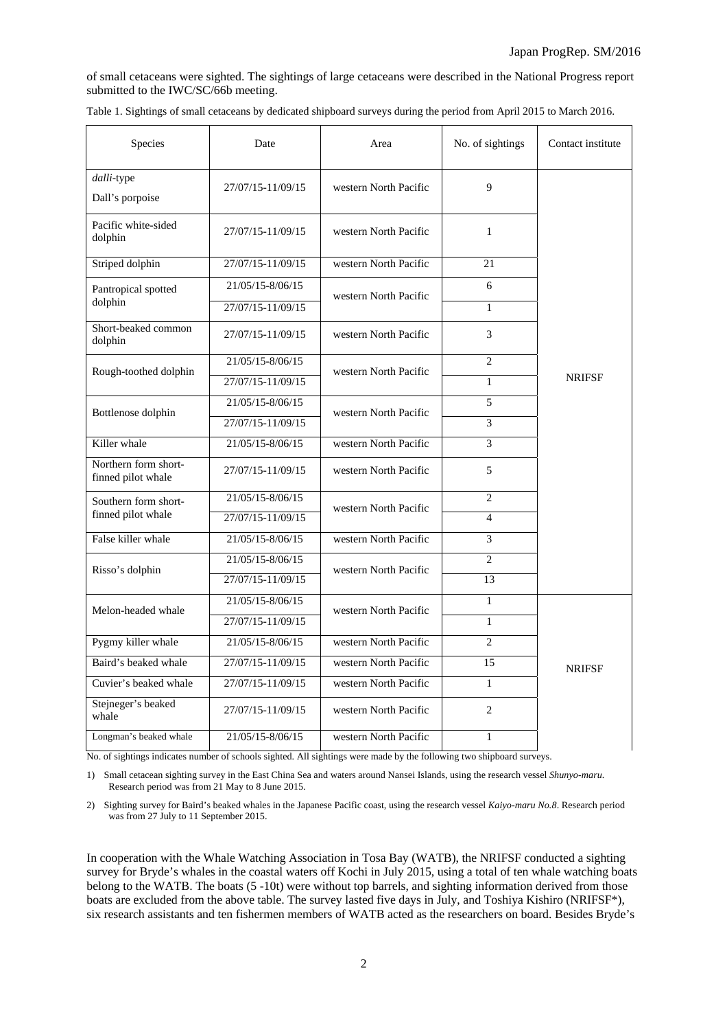of small cetaceans were sighted. The sightings of large cetaceans were described in the National Progress report submitted to the IWC/SC/66b meeting.

Table 1. Sightings of small cetaceans by dedicated shipboard surveys during the period from April 2015 to March 2016.

| Species | Date | Area | No. of sightings | Contact institute |
|---|---|---|---|---|
| *dalli*-type Dall's porpoise | 27/07/15-11/09/15 | western North Pacific | 9 | NRIFSF |
| Pacific white-sided dolphin | 27/07/15-11/09/15 | western North Pacific | 1 | |
| Striped dolphin | 27/07/15-11/09/15 | western North Pacific | 21 | |
| Pantropical spotted dolphin | 21/05/15-8/06/15 | western North Pacific | 6 | |
| | 27/07/15-11/09/15 | | 1 | |
| Short-beaked common dolphin | 27/07/15-11/09/15 | western North Pacific | 3 | |
| Rough-toothed dolphin | 21/05/15-8/06/15 | western North Pacific | 2 | |
| | 27/07/15-11/09/15 | | 1 | |
| Bottlenose dolphin | 21/05/15-8/06/15 | western North Pacific | 5 | |
| | 27/07/15-11/09/15 | | 3 | |
| Killer whale | 21/05/15-8/06/15 | western North Pacific | 3 | |
| Northern form short-finned pilot whale | 27/07/15-11/09/15 | western North Pacific | 5 | |
| Southern form short-finned pilot whale | 21/05/15-8/06/15 | western North Pacific | 2 | |
| | 27/07/15-11/09/15 | | 4 | |
| False killer whale | 21/05/15-8/06/15 | western North Pacific | 3 | |
| Risso's dolphin | 21/05/15-8/06/15 | western North Pacific | 2 | |
| | 27/07/15-11/09/15 | | 13 | |
| Melon-headed whale | 21/05/15-8/06/15 | western North Pacific | 1 | NRIFSF |
| | 27/07/15-11/09/15 | | 1 | |
| Pygmy killer whale | 21/05/15-8/06/15 | western North Pacific | 2 | |
| Baird's beaked whale | 27/07/15-11/09/15 | western North Pacific | 15 | |
| Cuvier's beaked whale | 27/07/15-11/09/15 | western North Pacific | 1 | |
| Stejneger's beaked whale | 27/07/15-11/09/15 | western North Pacific | 2 | |
| Longman's beaked whale | 21/05/15-8/06/15 | western North Pacific | 1 | |

No. of sightings indicates number of schools sighted. All sightings were made by the following two shipboard surveys.

1) Small cetacean sighting survey in the East China Sea and waters around Nansei Islands, using the research vessel *Shunyo-maru*. Research period was from 21 May to 8 June 2015.

2) Sighting survey for Baird's beaked whales in the Japanese Pacific coast, using the research vessel *Kaiyo-maru No.8*. Research period was from 27 July to 11 September 2015.

In cooperation with the Whale Watching Association in Tosa Bay (WATB), the NRIFSF conducted a sighting survey for Bryde's whales in the coastal waters off Kochi in July 2015, using a total of ten whale watching boats belong to the WATB. The boats (5 -10t) were without top barrels, and sighting information derived from those boats are excluded from the above table. The survey lasted five days in July, and Toshiya Kishiro (NRIFSF*), six research assistants and ten fishermen members of WATB acted as the researchers on board. Besides Bryde's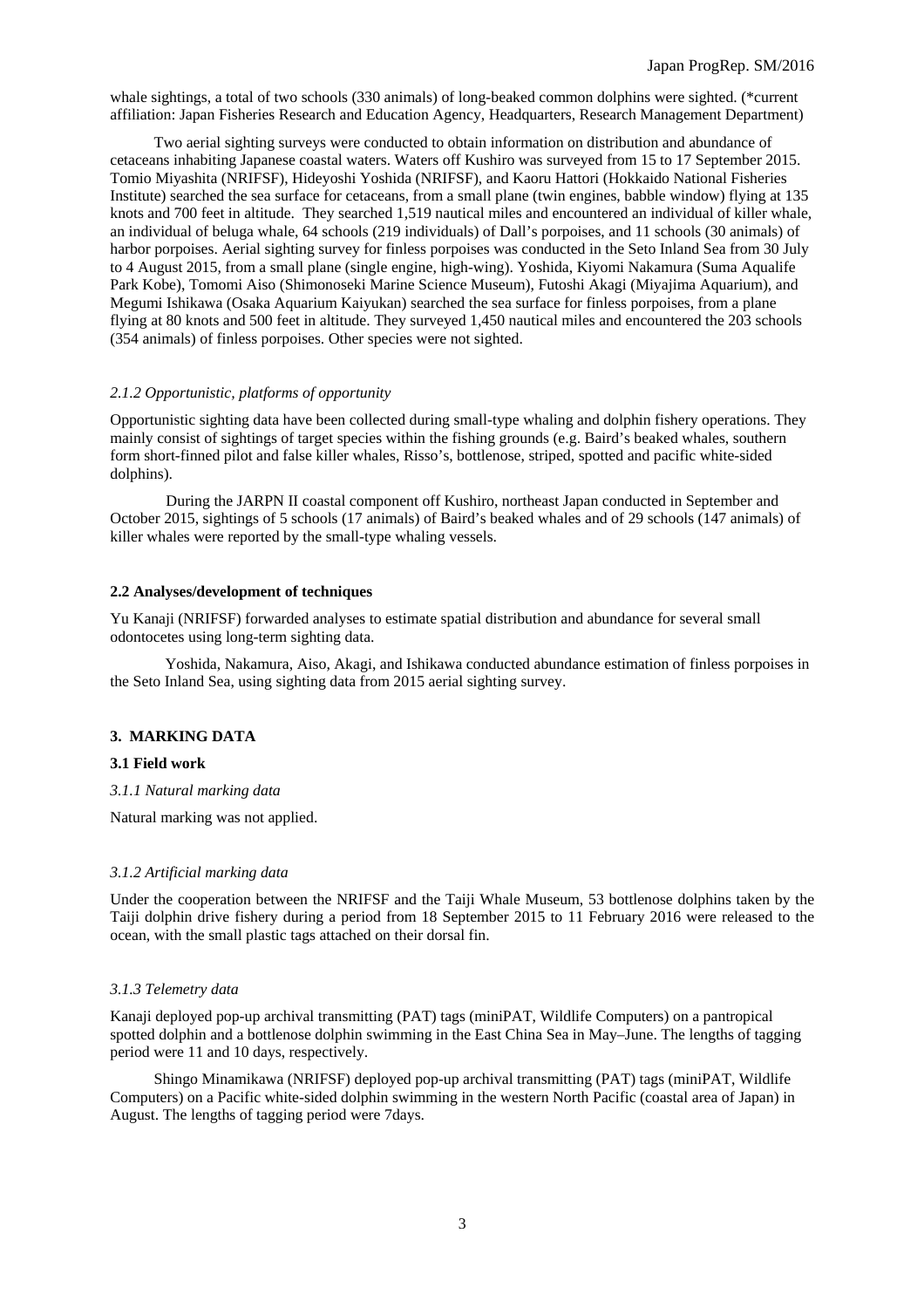whale sightings, a total of two schools (330 animals) of long-beaked common dolphins were sighted. (*current affiliation: Japan Fisheries Research and Education Agency, Headquarters, Research Management Department)

Two aerial sighting surveys were conducted to obtain information on distribution and abundance of cetaceans inhabiting Japanese coastal waters. Waters off Kushiro was surveyed from 15 to 17 September 2015. Tomio Miyashita (NRIFSF), Hideyoshi Yoshida (NRIFSF), and Kaoru Hattori (Hokkaido National Fisheries Institute) searched the sea surface for cetaceans, from a small plane (twin engines, babble window) flying at 135 knots and 700 feet in altitude. They searched 1,519 nautical miles and encountered an individual of killer whale, an individual of beluga whale, 64 schools (219 individuals) of Dall's porpoises, and 11 schools (30 animals) of harbor porpoises. Aerial sighting survey for finless porpoises was conducted in the Seto Inland Sea from 30 July to 4 August 2015, from a small plane (single engine, high-wing). Yoshida, Kiyomi Nakamura (Suma Aqualife Park Kobe), Tomomi Aiso (Shimonoseki Marine Science Museum), Futoshi Akagi (Miyajima Aquarium), and Megumi Ishikawa (Osaka Aquarium Kaiyukan) searched the sea surface for finless porpoises, from a plane flying at 80 knots and 500 feet in altitude. They surveyed 1,450 nautical miles and encountered the 203 schools (354 animals) of finless porpoises. Other species were not sighted.

*2.1.2 Opportunistic, platforms of opportunity*

Opportunistic sighting data have been collected during small-type whaling and dolphin fishery operations. They mainly consist of sightings of target species within the fishing grounds (e.g. Baird's beaked whales, southern form short-finned pilot and false killer whales, Risso's, bottlenose, striped, spotted and pacific white-sided dolphins).

During the JARPN II coastal component off Kushiro, northeast Japan conducted in September and October 2015, sightings of 5 schools (17 animals) of Baird's beaked whales and of 29 schools (147 animals) of killer whales were reported by the small-type whaling vessels.

**2.2 Analyses/development of techniques**

Yu Kanaji (NRIFSF) forwarded analyses to estimate spatial distribution and abundance for several small odontocetes using long-term sighting data.

Yoshida, Nakamura, Aiso, Akagi, and Ishikawa conducted abundance estimation of finless porpoises in the Seto Inland Sea, using sighting data from 2015 aerial sighting survey.

## 3. MARKING DATA

**3.1 Field work**

*3.1.1 Natural marking data*

Natural marking was not applied.

*3.1.2 Artificial marking data*

Under the cooperation between the NRIFSF and the Taiji Whale Museum, 53 bottlenose dolphins taken by the Taiji dolphin drive fishery during a period from 18 September 2015 to 11 February 2016 were released to the ocean, with the small plastic tags attached on their dorsal fin.

*3.1.3 Telemetry data*

Kanaji deployed pop-up archival transmitting (PAT) tags (miniPAT, Wildlife Computers) on a pantropical spotted dolphin and a bottlenose dolphin swimming in the East China Sea in May–June. The lengths of tagging period were 11 and 10 days, respectively.

Shingo Minamikawa (NRIFSF) deployed pop-up archival transmitting (PAT) tags (miniPAT, Wildlife Computers) on a Pacific white-sided dolphin swimming in the western North Pacific (coastal area of Japan) in August. The lengths of tagging period were 7days.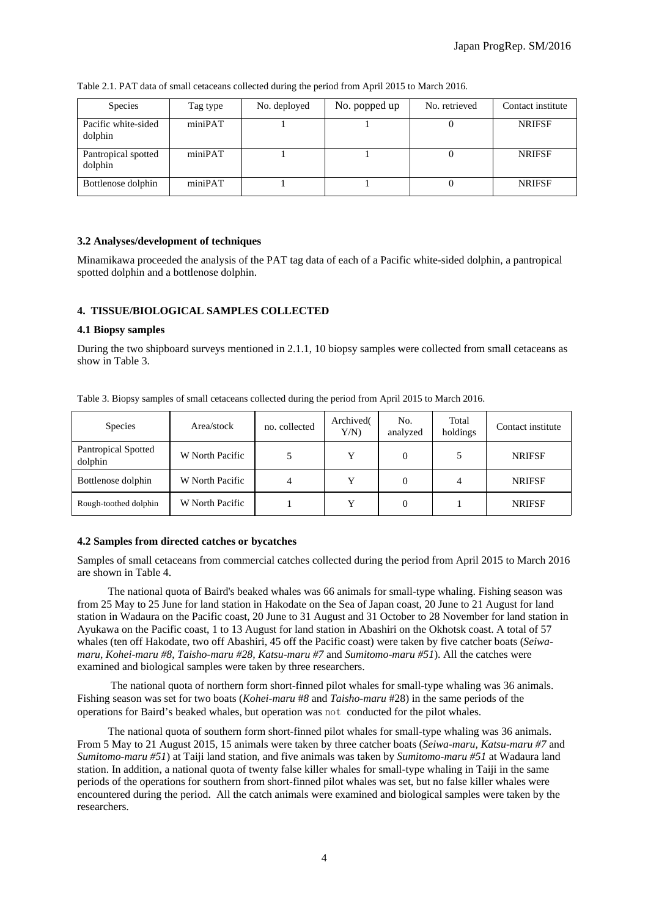Table 2.1. PAT data of small cetaceans collected during the period from April 2015 to March 2016.

| Species | Tag type | No. deployed | No. popped up | No. retrieved | Contact institute |
|---|---|---|---|---|---|
| Pacific white-sided dolphin | miniPAT | 1 | 1 | 0 | NRIFSF |
| Pantropical spotted dolphin | miniPAT | 1 | 1 | 0 | NRIFSF |
| Bottlenose dolphin | miniPAT | 1 | 1 | 0 | NRIFSF |

### 3.2 Analyses/development of techniques

Minamikawa proceeded the analysis of the PAT tag data of each of a Pacific white-sided dolphin, a pantropical spotted dolphin and a bottlenose dolphin.

## 4. TISSUE/BIOLOGICAL SAMPLES COLLECTED

### 4.1 Biopsy samples

During the two shipboard surveys mentioned in 2.1.1, 10 biopsy samples were collected from small cetaceans as show in Table 3.

Table 3. Biopsy samples of small cetaceans collected during the period from April 2015 to March 2016.

| Species | Area/stock | no. collected | Archived( Y/N) | No. analyzed | Total holdings | Contact institute |
|---|---|---|---|---|---|---|
| Pantropical Spotted dolphin | W North Pacific | 5 | Y | 0 | 5 | NRIFSF |
| Bottlenose dolphin | W North Pacific | 4 | Y | 0 | 4 | NRIFSF |
| Rough-toothed dolphin | W North Pacific | 1 | Y | 0 | 1 | NRIFSF |

### 4.2 Samples from directed catches or bycatches

Samples of small cetaceans from commercial catches collected during the period from April 2015 to March 2016 are shown in Table 4.

The national quota of Baird's beaked whales was 66 animals for small-type whaling. Fishing season was from 25 May to 25 June for land station in Hakodate on the Sea of Japan coast, 20 June to 21 August for land station in Wadaura on the Pacific coast, 20 June to 31 August and 31 October to 28 November for land station in Ayukawa on the Pacific coast, 1 to 13 August for land station in Abashiri on the Okhotsk coast. A total of 57 whales (ten off Hakodate, two off Abashiri, 45 off the Pacific coast) were taken by five catcher boats (*Seiwa-maru*, *Kohei-maru #8*, *Taisho-maru #28*, *Katsu-maru #7* and *Sumitomo-maru #51*). All the catches were examined and biological samples were taken by three researchers.

The national quota of northern form short-finned pilot whales for small-type whaling was 36 animals. Fishing season was set for two boats (*Kohei-maru #8* and *Taisho-maru* #28) in the same periods of the operations for Baird's beaked whales, but operation was not conducted for the pilot whales.

The national quota of southern form short-finned pilot whales for small-type whaling was 36 animals. From 5 May to 21 August 2015, 15 animals were taken by three catcher boats (*Seiwa-maru*, *Katsu-maru #7* and *Sumitomo-maru #51*) at Taiji land station, and five animals was taken by *Sumitomo-maru #51* at Wadaura land station. In addition, a national quota of twenty false killer whales for small-type whaling in Taiji in the same periods of the operations for southern from short-finned pilot whales was set, but no false killer whales were encountered during the period. All the catch animals were examined and biological samples were taken by the researchers.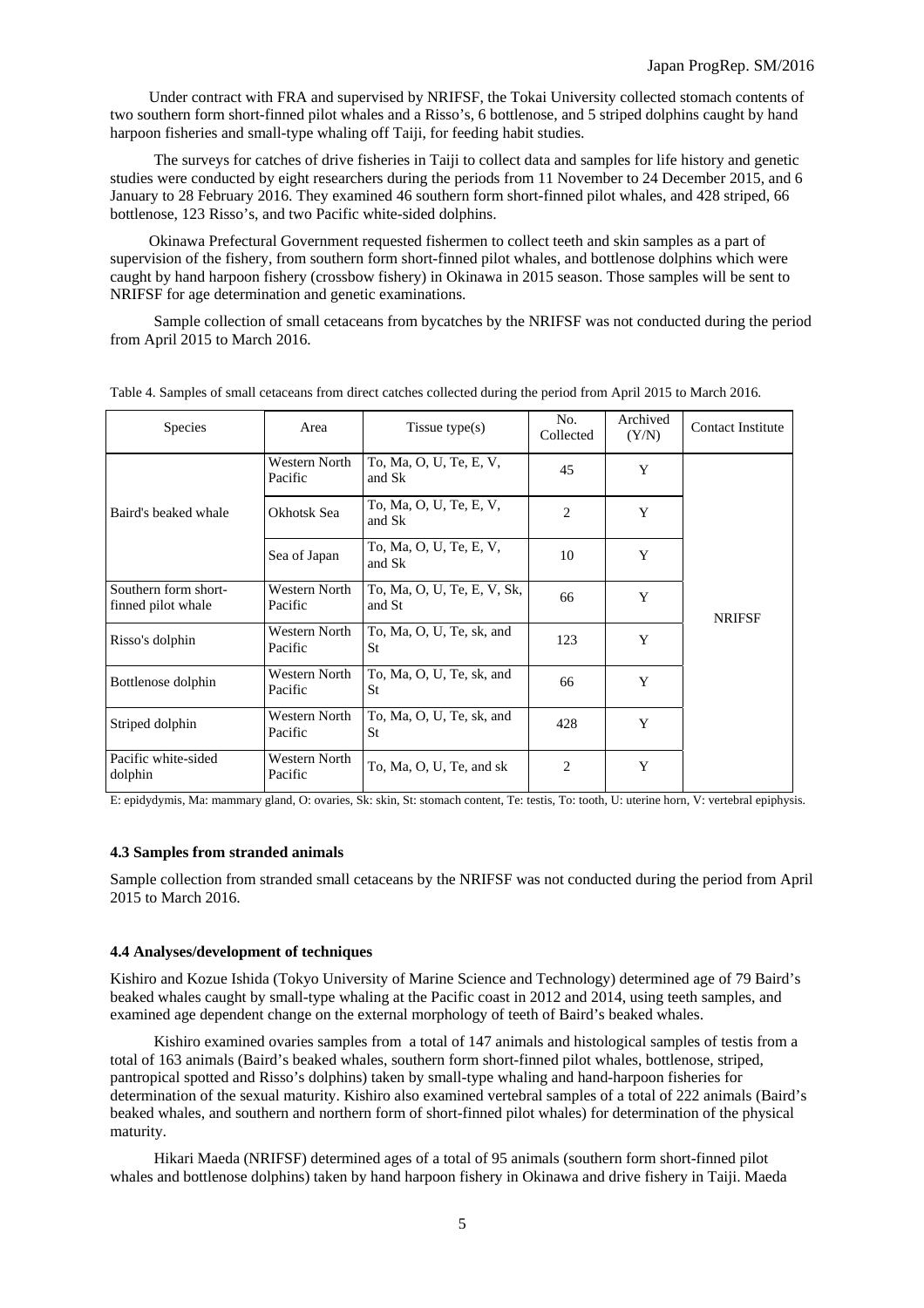Under contract with FRA and supervised by NRIFSF, the Tokai University collected stomach contents of two southern form short-finned pilot whales and a Risso's, 6 bottlenose, and 5 striped dolphins caught by hand harpoon fisheries and small-type whaling off Taiji, for feeding habit studies.

The surveys for catches of drive fisheries in Taiji to collect data and samples for life history and genetic studies were conducted by eight researchers during the periods from 11 November to 24 December 2015, and 6 January to 28 February 2016. They examined 46 southern form short-finned pilot whales, and 428 striped, 66 bottlenose, 123 Risso's, and two Pacific white-sided dolphins.

Okinawa Prefectural Government requested fishermen to collect teeth and skin samples as a part of supervision of the fishery, from southern form short-finned pilot whales, and bottlenose dolphins which were caught by hand harpoon fishery (crossbow fishery) in Okinawa in 2015 season. Those samples will be sent to NRIFSF for age determination and genetic examinations.

Sample collection of small cetaceans from bycatches by the NRIFSF was not conducted during the period from April 2015 to March 2016.

Table 4. Samples of small cetaceans from direct catches collected during the period from April 2015 to March 2016.

| Species | Area | Tissue type(s) | No. Collected | Archived (Y/N) | Contact Institute |
|---|---|---|---|---|---|
| Baird's beaked whale | Western North Pacific | To, Ma, O, U, Te, E, V, and Sk | 45 | Y | NRIFSF |
| | Okhotsk Sea | To, Ma, O, U, Te, E, V, and Sk | 2 | Y | |
| | Sea of Japan | To, Ma, O, U, Te, E, V, and Sk | 10 | Y | |
| Southern form short-finned pilot whale | Western North Pacific | To, Ma, O, U, Te, E, V, Sk, and St | 66 | Y | |
| Risso's dolphin | Western North Pacific | To, Ma, O, U, Te, sk, and St | 123 | Y | |
| Bottlenose dolphin | Western North Pacific | To, Ma, O, U, Te, sk, and St | 66 | Y | |
| Striped dolphin | Western North Pacific | To, Ma, O, U, Te, sk, and St | 428 | Y | |
| Pacific white-sided dolphin | Western North Pacific | To, Ma, O, U, Te, and sk | 2 | Y | |

E: epidydymis, Ma: mammary gland, O: ovaries, Sk: skin, St: stomach content, Te: testis, To: tooth, U: uterine horn, V: vertebral epiphysis.

### 4.3 Samples from stranded animals

Sample collection from stranded small cetaceans by the NRIFSF was not conducted during the period from April 2015 to March 2016.

### 4.4 Analyses/development of techniques

Kishiro and Kozue Ishida (Tokyo University of Marine Science and Technology) determined age of 79 Baird's beaked whales caught by small-type whaling at the Pacific coast in 2012 and 2014, using teeth samples, and examined age dependent change on the external morphology of teeth of Baird's beaked whales.

Kishiro examined ovaries samples from a total of 147 animals and histological samples of testis from a total of 163 animals (Baird's beaked whales, southern form short-finned pilot whales, bottlenose, striped, pantropical spotted and Risso's dolphins) taken by small-type whaling and hand-harpoon fisheries for determination of the sexual maturity. Kishiro also examined vertebral samples of a total of 222 animals (Baird's beaked whales, and southern and northern form of short-finned pilot whales) for determination of the physical maturity.

Hikari Maeda (NRIFSF) determined ages of a total of 95 animals (southern form short-finned pilot whales and bottlenose dolphins) taken by hand harpoon fishery in Okinawa and drive fishery in Taiji. Maeda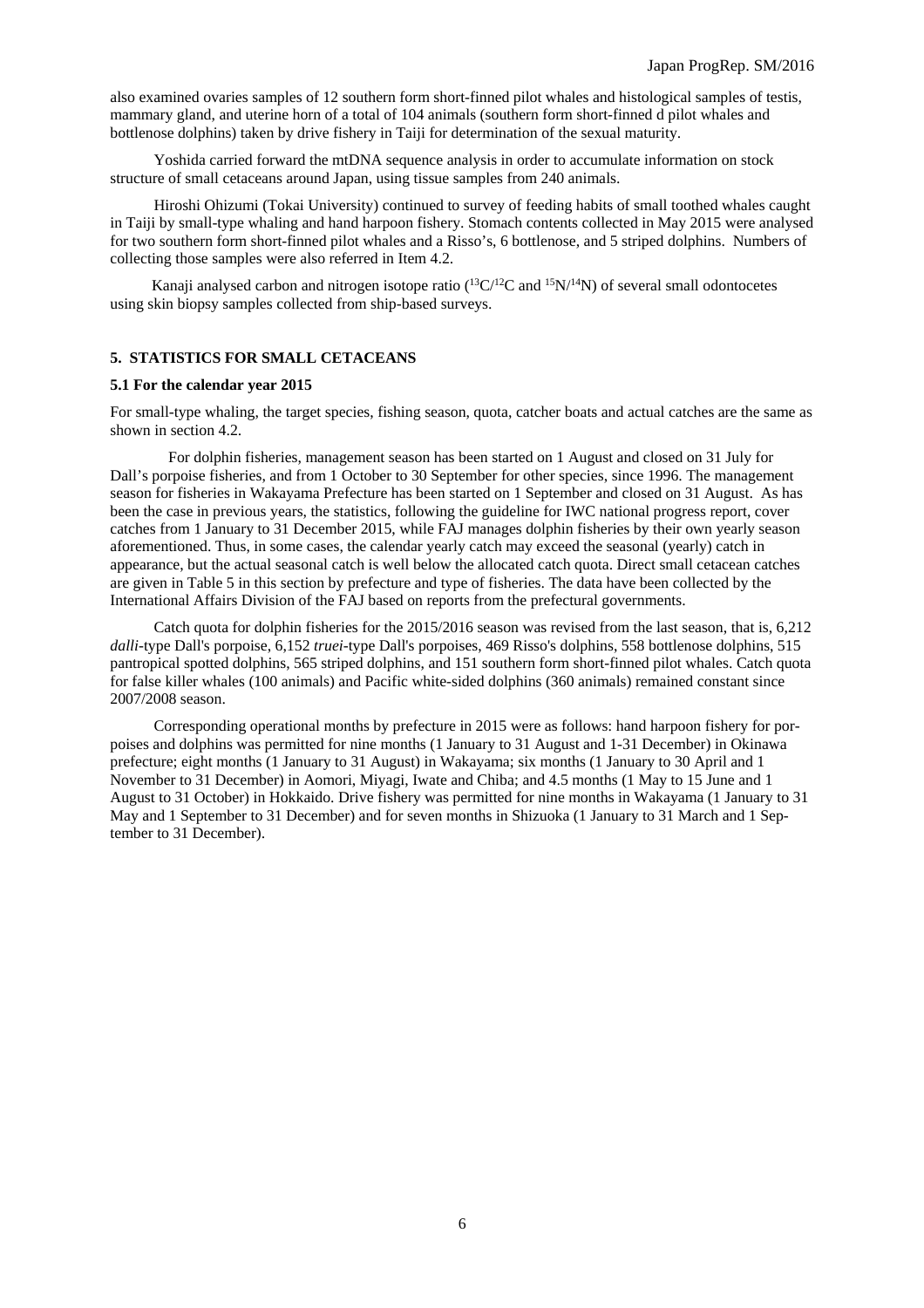also examined ovaries samples of 12 southern form short-finned pilot whales and histological samples of testis, mammary gland, and uterine horn of a total of 104 animals (southern form short-finned d pilot whales and bottlenose dolphins) taken by drive fishery in Taiji for determination of the sexual maturity.

Yoshida carried forward the mtDNA sequence analysis in order to accumulate information on stock structure of small cetaceans around Japan, using tissue samples from 240 animals.

Hiroshi Ohizumi (Tokai University) continued to survey of feeding habits of small toothed whales caught in Taiji by small-type whaling and hand harpoon fishery. Stomach contents collected in May 2015 were analysed for two southern form short-finned pilot whales and a Risso's, 6 bottlenose, and 5 striped dolphins. Numbers of collecting those samples were also referred in Item 4.2.

Kanaji analysed carbon and nitrogen isotope ratio ($^{13}C/^{12}C$ and $^{15}N/^{14}N$) of several small odontocetes using skin biopsy samples collected from ship-based surveys.

## 5. STATISTICS FOR SMALL CETACEANS

### 5.1 For the calendar year 2015

For small-type whaling, the target species, fishing season, quota, catcher boats and actual catches are the same as shown in section 4.2.

For dolphin fisheries, management season has been started on 1 August and closed on 31 July for Dall's porpoise fisheries, and from 1 October to 30 September for other species, since 1996. The management season for fisheries in Wakayama Prefecture has been started on 1 September and closed on 31 August. As has been the case in previous years, the statistics, following the guideline for IWC national progress report, cover catches from 1 January to 31 December 2015, while FAJ manages dolphin fisheries by their own yearly season aforementioned. Thus, in some cases, the calendar yearly catch may exceed the seasonal (yearly) catch in appearance, but the actual seasonal catch is well below the allocated catch quota. Direct small cetacean catches are given in Table 5 in this section by prefecture and type of fisheries. The data have been collected by the International Affairs Division of the FAJ based on reports from the prefectural governments.

Catch quota for dolphin fisheries for the 2015/2016 season was revised from the last season, that is, 6,212 *dalli*-type Dall's porpoise, 6,152 *truei*-type Dall's porpoises, 469 Risso's dolphins, 558 bottlenose dolphins, 515 pantropical spotted dolphins, 565 striped dolphins, and 151 southern form short-finned pilot whales. Catch quota for false killer whales (100 animals) and Pacific white-sided dolphins (360 animals) remained constant since 2007/2008 season.

Corresponding operational months by prefecture in 2015 were as follows: hand harpoon fishery for porpoises and dolphins was permitted for nine months (1 January to 31 August and 1-31 December) in Okinawa prefecture; eight months (1 January to 31 August) in Wakayama; six months (1 January to 30 April and 1 November to 31 December) in Aomori, Miyagi, Iwate and Chiba; and 4.5 months (1 May to 15 June and 1 August to 31 October) in Hokkaido. Drive fishery was permitted for nine months in Wakayama (1 January to 31 May and 1 September to 31 December) and for seven months in Shizuoka (1 January to 31 March and 1 September to 31 December).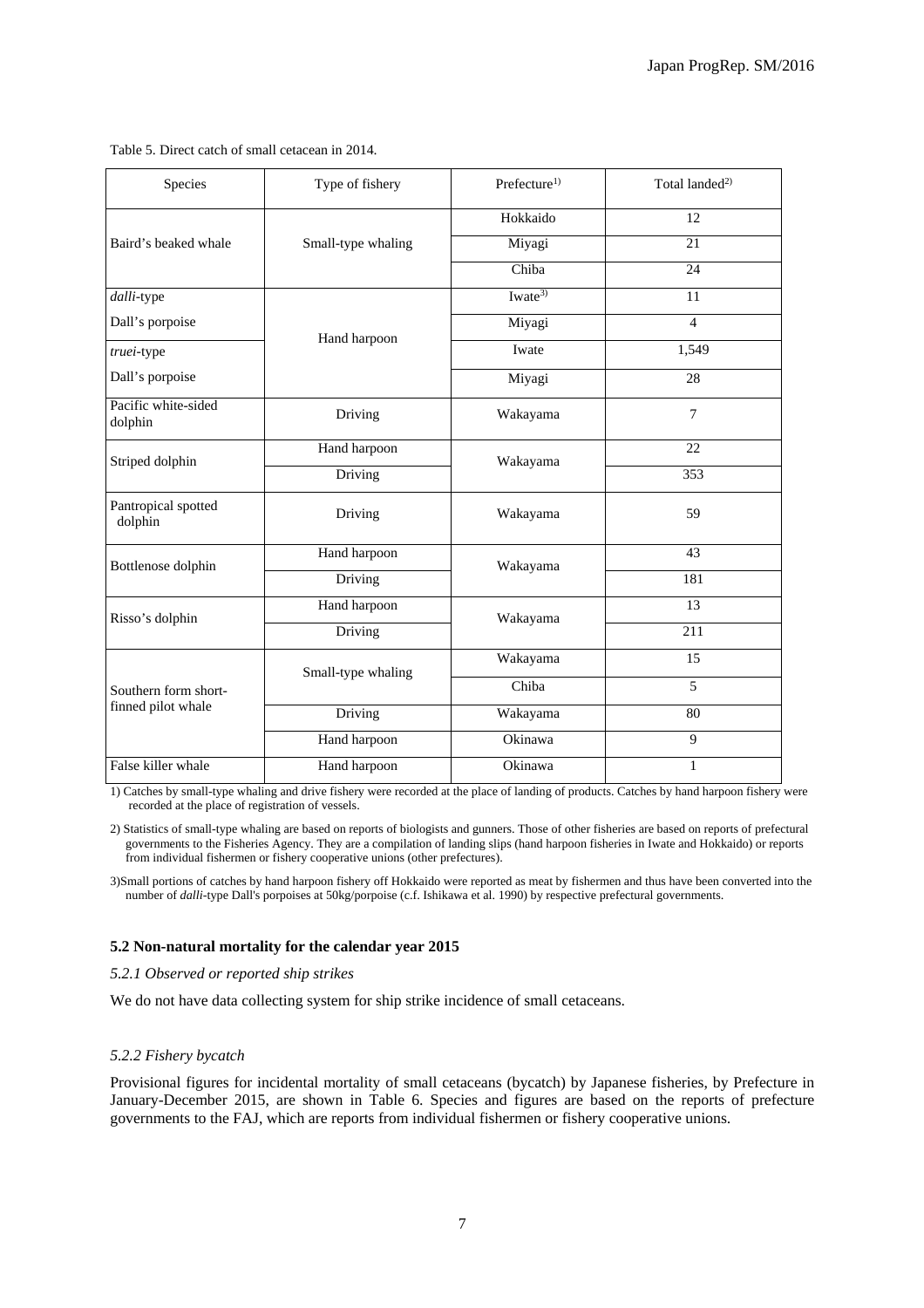Table 5. Direct catch of small cetacean in 2014.

| Species | Type of fishery | Prefecture[1)] | Total landed[2)] |
|---|---|---|---|
| Baird's beaked whale | Small-type whaling | Hokkaido | 12 |
| | | Miyagi | 21 |
| | | Chiba | 24 |
| *dalli*-type Dall's porpoise | Hand harpoon | Iwate[3)] | 11 |
| | | Miyagi | 4 |
| *truei*-type Dall's porpoise | | Iwate | 1,549 |
| | | Miyagi | 28 |
| Pacific white-sided dolphin | Driving | Wakayama | 7 |
| Striped dolphin | Hand harpoon | Wakayama | 22 |
| | Driving | | 353 |
| Pantropical spotted dolphin | Driving | Wakayama | 59 |
| Bottlenose dolphin | Hand harpoon | Wakayama | 43 |
| | Driving | | 181 |
| Risso's dolphin | Hand harpoon | Wakayama | 13 |
| | Driving | | 211 |
| Southern form short-finned pilot whale | Small-type whaling | Wakayama | 15 |
| | | Chiba | 5 |
| | Driving | Wakayama | 80 |
| | Hand harpoon | Okinawa | 9 |
| False killer whale | Hand harpoon | Okinawa | 1 |

1) Catches by small-type whaling and drive fishery were recorded at the place of landing of products. Catches by hand harpoon fishery were recorded at the place of registration of vessels.

2) Statistics of small-type whaling are based on reports of biologists and gunners. Those of other fisheries are based on reports of prefectural governments to the Fisheries Agency. They are a compilation of landing slips (hand harpoon fisheries in Iwate and Hokkaido) or reports from individual fishermen or fishery cooperative unions (other prefectures).

3)Small portions of catches by hand harpoon fishery off Hokkaido were reported as meat by fishermen and thus have been converted into the number of *dalli*-type Dall's porpoises at 50kg/porpoise (c.f. Ishikawa et al. 1990) by respective prefectural governments.

### 5.2 Non-natural mortality for the calendar year 2015

*5.2.1 Observed or reported ship strikes*

We do not have data collecting system for ship strike incidence of small cetaceans.

*5.2.2 Fishery bycatch*

Provisional figures for incidental mortality of small cetaceans (bycatch) by Japanese fisheries, by Prefecture in January-December 2015, are shown in Table 6. Species and figures are based on the reports of prefecture governments to the FAJ, which are reports from individual fishermen or fishery cooperative unions.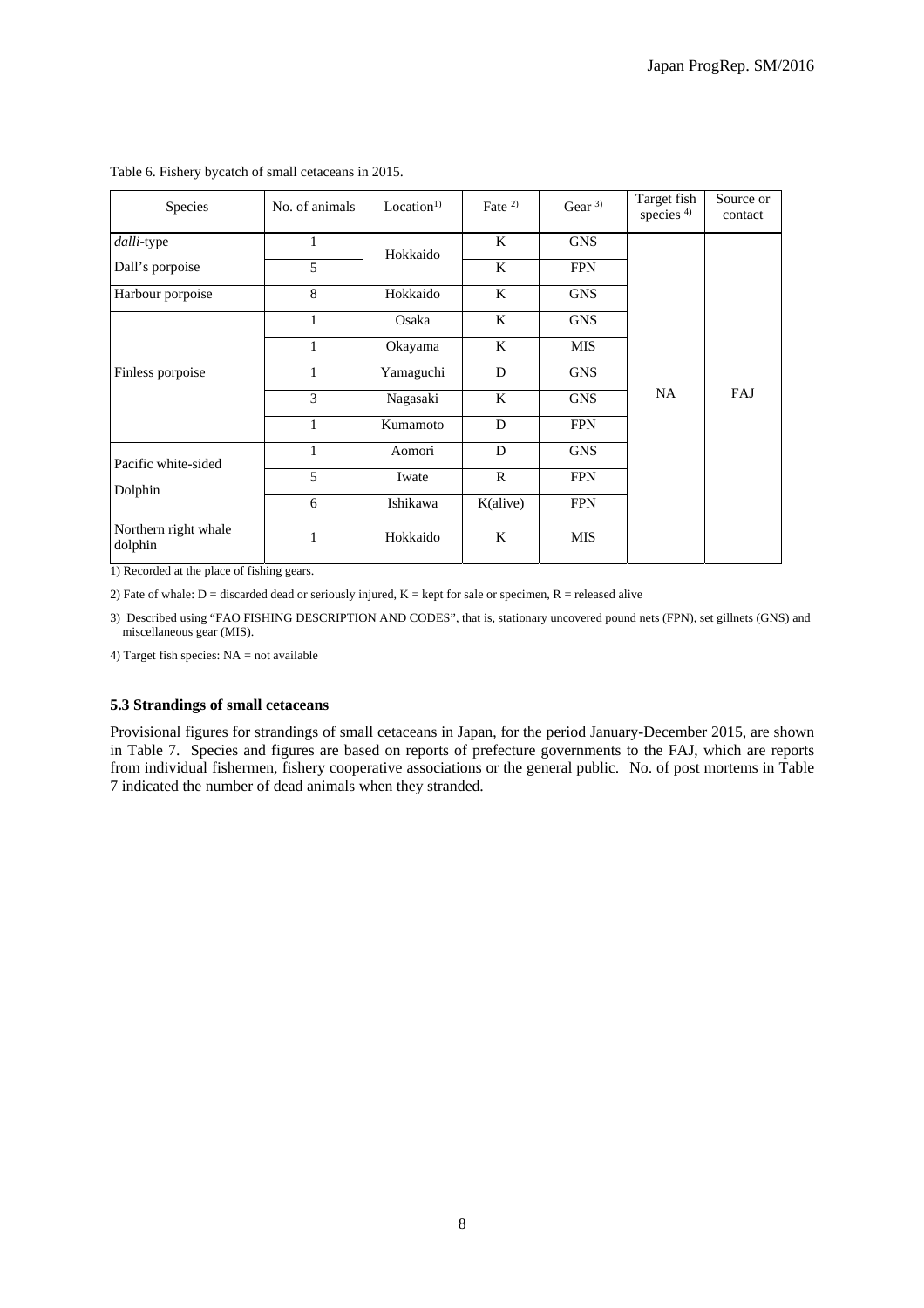Table 6. Fishery bycatch of small cetaceans in 2015.

| Species | No. of animals | Location[1)] | Fate [2)] | Gear [3)] | Target fish species [4)] | Source or contact |
|---|---|---|---|---|---|---|
| *dalli*-type Dall's porpoise | 1 | Hokkaido | K | GNS | NA | FAJ |
| | 5 | | K | FPN | | |
| Harbour porpoise | 8 | Hokkaido | K | GNS | | |
| Finless porpoise | 1 | Osaka | K | GNS | | |
| | 1 | Okayama | K | MIS | | |
| | 1 | Yamaguchi | D | GNS | | |
| | 3 | Nagasaki | K | GNS | | |
| | 1 | Kumamoto | D | FPN | | |
| Pacific white-sided Dolphin | 1 | Aomori | D | GNS | | |
| | 5 | Iwate | R | FPN | | |
| | 6 | Ishikawa | K(alive) | FPN | | |
| Northern right whale dolphin | 1 | Hokkaido | K | MIS | | |

1) Recorded at the place of fishing gears.

2) Fate of whale: D = discarded dead or seriously injured, K = kept for sale or specimen, R = released alive

3) Described using "FAO FISHING DESCRIPTION AND CODES", that is, stationary uncovered pound nets (FPN), set gillnets (GNS) and miscellaneous gear (MIS).

4) Target fish species: NA = not available

### 5.3 Strandings of small cetaceans

Provisional figures for strandings of small cetaceans in Japan, for the period January-December 2015, are shown in Table 7. Species and figures are based on reports of prefecture governments to the FAJ, which are reports from individual fishermen, fishery cooperative associations or the general public. No. of post mortems in Table 7 indicated the number of dead animals when they stranded.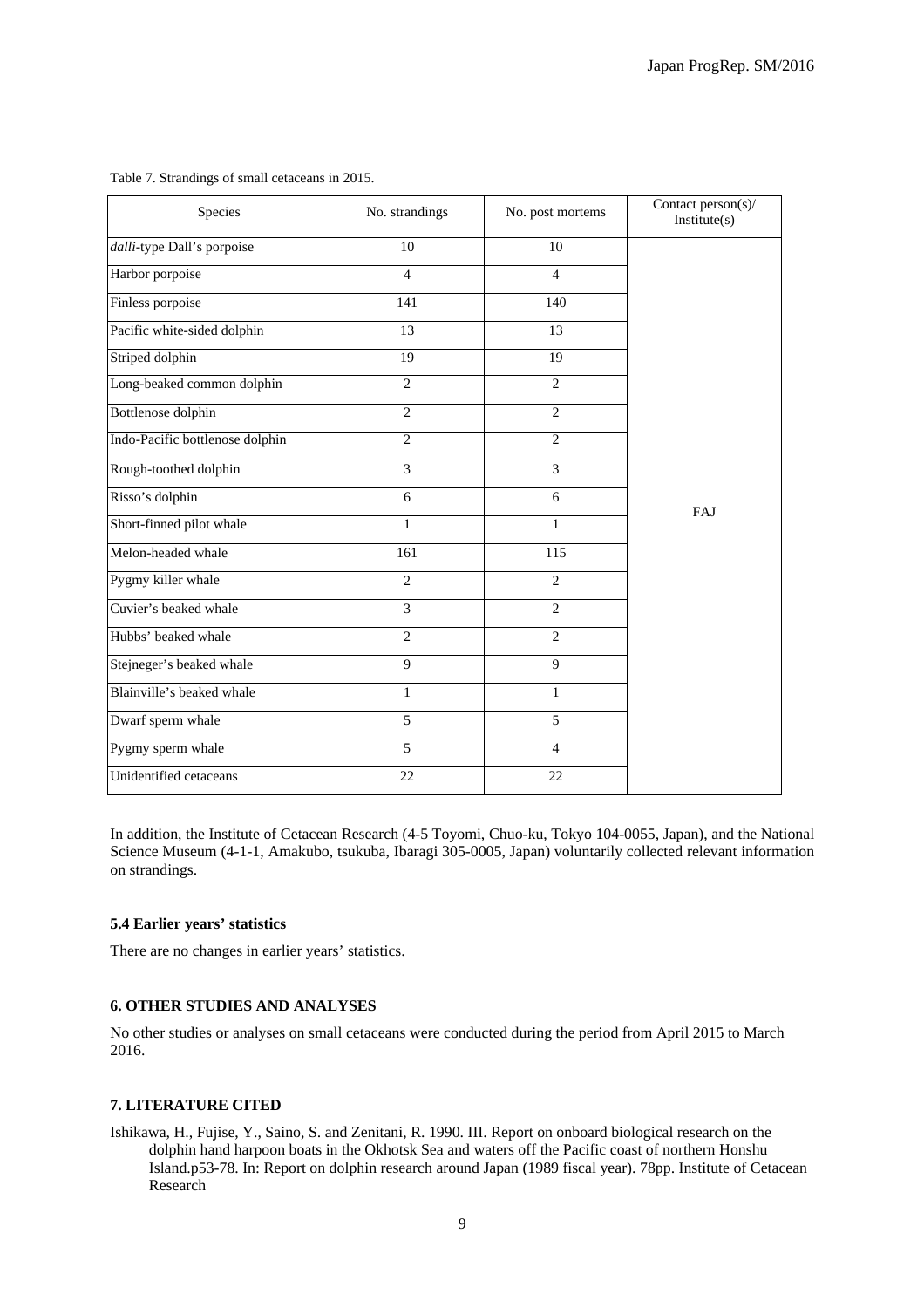Table 7. Strandings of small cetaceans in 2015.

| Species | No. strandings | No. post mortems | Contact person(s)/ Institute(s) |
|---|---|---|---|
| *dalli*-type Dall's porpoise | 10 | 10 | FAJ |
| Harbor porpoise | 4 | 4 | |
| Finless porpoise | 141 | 140 | |
| Pacific white-sided dolphin | 13 | 13 | |
| Striped dolphin | 19 | 19 | |
| Long-beaked common dolphin | 2 | 2 | |
| Bottlenose dolphin | 2 | 2 | |
| Indo-Pacific bottlenose dolphin | 2 | 2 | |
| Rough-toothed dolphin | 3 | 3 | |
| Risso's dolphin | 6 | 6 | |
| Short-finned pilot whale | 1 | 1 | |
| Melon-headed whale | 161 | 115 | |
| Pygmy killer whale | 2 | 2 | |
| Cuvier's beaked whale | 3 | 2 | |
| Hubbs' beaked whale | 2 | 2 | |
| Stejneger's beaked whale | 9 | 9 | |
| Blainville's beaked whale | 1 | 1 | |
| Dwarf sperm whale | 5 | 5 | |
| Pygmy sperm whale | 5 | 4 | |
| Unidentified cetaceans | 22 | 22 | |

In addition, the Institute of Cetacean Research (4-5 Toyomi, Chuo-ku, Tokyo 104-0055, Japan), and the National Science Museum (4-1-1, Amakubo, tsukuba, Ibaragi 305-0005, Japan) voluntarily collected relevant information on strandings.

### 5.4 Earlier years' statistics

There are no changes in earlier years' statistics.

## 6. OTHER STUDIES AND ANALYSES

No other studies or analyses on small cetaceans were conducted during the period from April 2015 to March 2016.

## 7. LITERATURE CITED

Ishikawa, H., Fujise, Y., Saino, S. and Zenitani, R. 1990. III. Report on onboard biological research on the dolphin hand harpoon boats in the Okhotsk Sea and waters off the Pacific coast of northern Honshu Island.p53-78. In: Report on dolphin research around Japan (1989 fiscal year). 78pp. Institute of Cetacean Research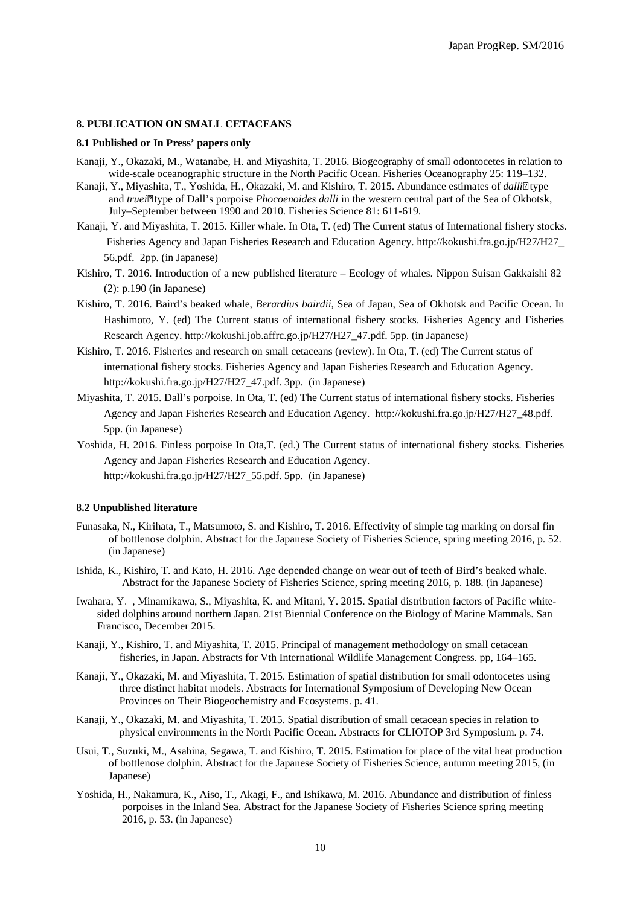## 8. PUBLICATION ON SMALL CETACEANS

### 8.1 Published or In Press' papers only

Kanaji, Y., Okazaki, M., Watanabe, H. and Miyashita, T. 2016. Biogeography of small odontocetes in relation to wide-scale oceanographic structure in the North Pacific Ocean. Fisheries Oceanography 25: 119–132.

Kanaji, Y., Miyashita, T., Yoshida, H., Okazaki, M. and Kishiro, T. 2015. Abundance estimates of *dalli*-type and *truei*-type of Dall's porpoise *Phocoenoides dalli* in the western central part of the Sea of Okhotsk, July–September between 1990 and 2010. Fisheries Science 81: 611-619.

Kanaji, Y. and Miyashita, T. 2015. Killer whale. In Ota, T. (ed) The Current status of International fishery stocks. Fisheries Agency and Japan Fisheries Research and Education Agency. http://kokushi.fra.go.jp/H27/H27_56.pdf. 2pp. (in Japanese)

Kishiro, T. 2016. Introduction of a new published literature – Ecology of whales. Nippon Suisan Gakkaishi 82 (2): p.190 (in Japanese)

Kishiro, T. 2016. Baird's beaked whale, *Berardius bairdii,* Sea of Japan, Sea of Okhotsk and Pacific Ocean. In Hashimoto, Y. (ed) The Current status of international fishery stocks. Fisheries Agency and Fisheries Research Agency. http://kokushi.job.affrc.go.jp/H27/H27_47.pdf. 5pp. (in Japanese)

Kishiro, T. 2016. Fisheries and research on small cetaceans (review). In Ota, T. (ed) The Current status of international fishery stocks. Fisheries Agency and Japan Fisheries Research and Education Agency. http://kokushi.fra.go.jp/H27/H27_47.pdf. 3pp. (in Japanese)

Miyashita, T. 2015. Dall's porpoise. In Ota, T. (ed) The Current status of international fishery stocks. Fisheries Agency and Japan Fisheries Research and Education Agency. http://kokushi.fra.go.jp/H27/H27_48.pdf. 5pp. (in Japanese)

Yoshida, H. 2016. Finless porpoise In Ota,T. (ed.) The Current status of international fishery stocks. Fisheries Agency and Japan Fisheries Research and Education Agency. http://kokushi.fra.go.jp/H27/H27_55.pdf. 5pp. (in Japanese)

### 8.2 Unpublished literature

Funasaka, N., Kirihata, T., Matsumoto, S. and Kishiro, T. 2016. Effectivity of simple tag marking on dorsal fin of bottlenose dolphin. Abstract for the Japanese Society of Fisheries Science, spring meeting 2016, p. 52. (in Japanese)

Ishida, K., Kishiro, T. and Kato, H. 2016. Age depended change on wear out of teeth of Bird's beaked whale. Abstract for the Japanese Society of Fisheries Science, spring meeting 2016, p. 188. (in Japanese)

Iwahara, Y., Minamikawa, S., Miyashita, K. and Mitani, Y. 2015. Spatial distribution factors of Pacific white-sided dolphins around northern Japan. 21st Biennial Conference on the Biology of Marine Mammals. San Francisco, December 2015.

Kanaji, Y., Kishiro, T. and Miyashita, T. 2015. Principal of management methodology on small cetacean fisheries, in Japan. Abstracts for Vth International Wildlife Management Congress. pp, 164–165.

Kanaji, Y., Okazaki, M. and Miyashita, T. 2015. Estimation of spatial distribution for small odontocetes using three distinct habitat models. Abstracts for International Symposium of Developing New Ocean Provinces on Their Biogeochemistry and Ecosystems. p. 41.

Kanaji, Y., Okazaki, M. and Miyashita, T. 2015. Spatial distribution of small cetacean species in relation to physical environments in the North Pacific Ocean. Abstracts for CLIOTOP 3rd Symposium. p. 74.

Usui, T., Suzuki, M., Asahina, Segawa, T. and Kishiro, T. 2015. Estimation for place of the vital heat production of bottlenose dolphin. Abstract for the Japanese Society of Fisheries Science, autumn meeting 2015, (in Japanese)

Yoshida, H., Nakamura, K., Aiso, T., Akagi, F., and Ishikawa, M. 2016. Abundance and distribution of finless porpoises in the Inland Sea. Abstract for the Japanese Society of Fisheries Science spring meeting 2016, p. 53. (in Japanese)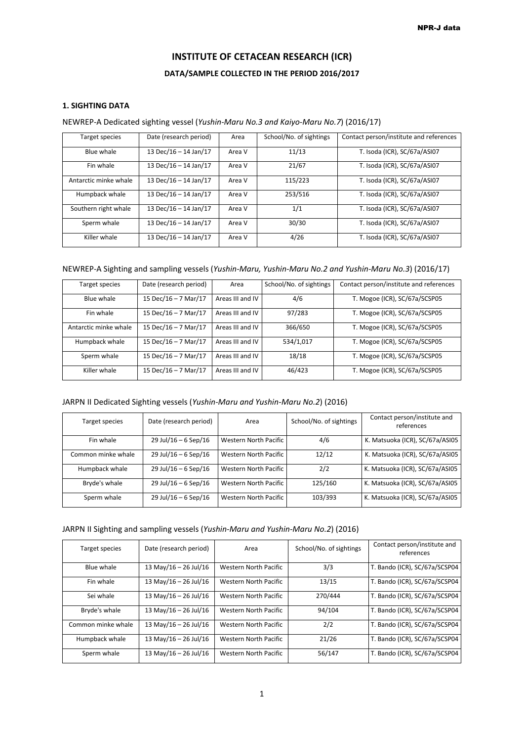# INSTITUTE OF CETACEAN RESEARCH (ICR)

## DATA/SAMPLE COLLECTED IN THE PERIOD 2016/2017

### 1. SIGHTING DATA

NEWREP-A Dedicated sighting vessel (*Yushin-Maru No.3 and Kaiyo-Maru No.7*) (2016/17)

| Target species | Date (research period) | Area | School/No. of sightings | Contact person/institute and references |
|---|---|---|---|---|
| Blue whale | 13 Dec/16 – 14 Jan/17 | Area V | 11/13 | T. Isoda (ICR), SC/67a/ASI07 |
| Fin whale | 13 Dec/16 – 14 Jan/17 | Area V | 21/67 | T. Isoda (ICR), SC/67a/ASI07 |
| Antarctic minke whale | 13 Dec/16 – 14 Jan/17 | Area V | 115/223 | T. Isoda (ICR), SC/67a/ASI07 |
| Humpback whale | 13 Dec/16 – 14 Jan/17 | Area V | 253/516 | T. Isoda (ICR), SC/67a/ASI07 |
| Southern right whale | 13 Dec/16 – 14 Jan/17 | Area V | 1/1 | T. Isoda (ICR), SC/67a/ASI07 |
| Sperm whale | 13 Dec/16 – 14 Jan/17 | Area V | 30/30 | T. Isoda (ICR), SC/67a/ASI07 |
| Killer whale | 13 Dec/16 – 14 Jan/17 | Area V | 4/26 | T. Isoda (ICR), SC/67a/ASI07 |

NEWREP-A Sighting and sampling vessels (*Yushin-Maru, Yushin-Maru No.2 and Yushin-Maru No.3*) (2016/17)

| Target species | Date (research period) | Area | School/No. of sightings | Contact person/institute and references |
|---|---|---|---|---|
| Blue whale | 15 Dec/16 – 7 Mar/17 | Areas III and IV | 4/6 | T. Mogoe (ICR), SC/67a/SCSP05 |
| Fin whale | 15 Dec/16 – 7 Mar/17 | Areas III and IV | 97/283 | T. Mogoe (ICR), SC/67a/SCSP05 |
| Antarctic minke whale | 15 Dec/16 – 7 Mar/17 | Areas III and IV | 366/650 | T. Mogoe (ICR), SC/67a/SCSP05 |
| Humpback whale | 15 Dec/16 – 7 Mar/17 | Areas III and IV | 534/1,017 | T. Mogoe (ICR), SC/67a/SCSP05 |
| Sperm whale | 15 Dec/16 – 7 Mar/17 | Areas III and IV | 18/18 | T. Mogoe (ICR), SC/67a/SCSP05 |
| Killer whale | 15 Dec/16 – 7 Mar/17 | Areas III and IV | 46/423 | T. Mogoe (ICR), SC/67a/SCSP05 |

JARPN II Dedicated Sighting vessels (*Yushin-Maru and Yushin-Maru No.2*) (2016)

| Target species | Date (research period) | Area | School/No. of sightings | Contact person/institute and references |
|---|---|---|---|---|
| Fin whale | 29 Jul/16 – 6 Sep/16 | Western North Pacific | 4/6 | K. Matsuoka (ICR), SC/67a/ASI05 |
| Common minke whale | 29 Jul/16 – 6 Sep/16 | Western North Pacific | 12/12 | K. Matsuoka (ICR), SC/67a/ASI05 |
| Humpback whale | 29 Jul/16 – 6 Sep/16 | Western North Pacific | 2/2 | K. Matsuoka (ICR), SC/67a/ASI05 |
| Bryde's whale | 29 Jul/16 – 6 Sep/16 | Western North Pacific | 125/160 | K. Matsuoka (ICR), SC/67a/ASI05 |
| Sperm whale | 29 Jul/16 – 6 Sep/16 | Western North Pacific | 103/393 | K. Matsuoka (ICR), SC/67a/ASI05 |

JARPN II Sighting and sampling vessels (*Yushin-Maru and Yushin-Maru No.2*) (2016)

| Target species | Date (research period) | Area | School/No. of sightings | Contact person/institute and references |
|---|---|---|---|---|
| Blue whale | 13 May/16 – 26 Jul/16 | Western North Pacific | 3/3 | T. Bando (ICR), SC/67a/SCSP04 |
| Fin whale | 13 May/16 – 26 Jul/16 | Western North Pacific | 13/15 | T. Bando (ICR), SC/67a/SCSP04 |
| Sei whale | 13 May/16 – 26 Jul/16 | Western North Pacific | 270/444 | T. Bando (ICR), SC/67a/SCSP04 |
| Bryde's whale | 13 May/16 – 26 Jul/16 | Western North Pacific | 94/104 | T. Bando (ICR), SC/67a/SCSP04 |
| Common minke whale | 13 May/16 – 26 Jul/16 | Western North Pacific | 2/2 | T. Bando (ICR), SC/67a/SCSP04 |
| Humpback whale | 13 May/16 – 26 Jul/16 | Western North Pacific | 21/26 | T. Bando (ICR), SC/67a/SCSP04 |
| Sperm whale | 13 May/16 – 26 Jul/16 | Western North Pacific | 56/147 | T. Bando (ICR), SC/67a/SCSP04 |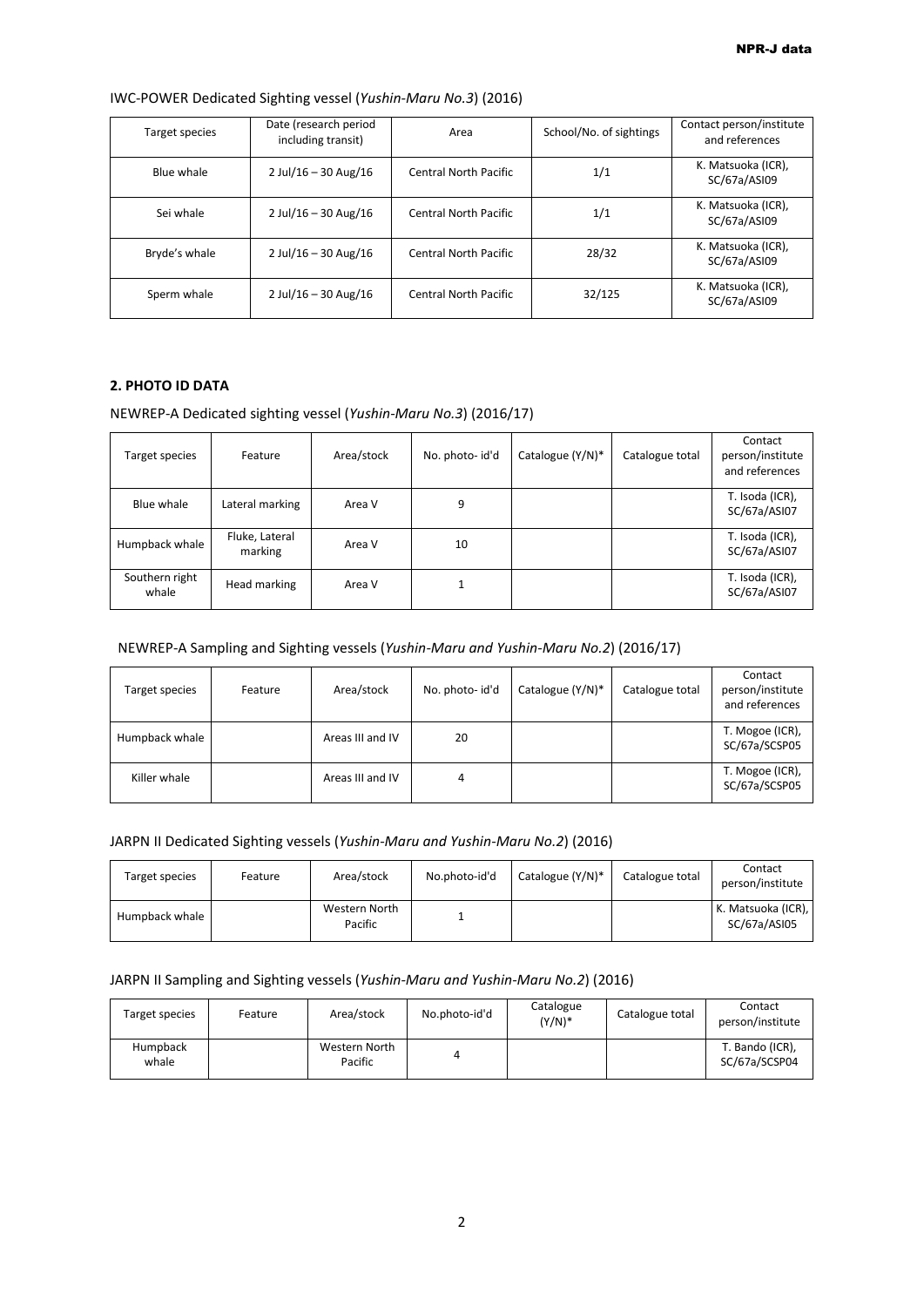IWC-POWER Dedicated Sighting vessel (*Yushin-Maru No.3*) (2016)

| Target species | Date (research period including transit) | Area | School/No. of sightings | Contact person/institute and references |
|---|---|---|---|---|
| Blue whale | 2 Jul/16 – 30 Aug/16 | Central North Pacific | 1/1 | K. Matsuoka (ICR), SC/67a/ASI09 |
| Sei whale | 2 Jul/16 – 30 Aug/16 | Central North Pacific | 1/1 | K. Matsuoka (ICR), SC/67a/ASI09 |
| Bryde's whale | 2 Jul/16 – 30 Aug/16 | Central North Pacific | 28/32 | K. Matsuoka (ICR), SC/67a/ASI09 |
| Sperm whale | 2 Jul/16 – 30 Aug/16 | Central North Pacific | 32/125 | K. Matsuoka (ICR), SC/67a/ASI09 |

**2. PHOTO ID DATA**

NEWREP-A Dedicated sighting vessel (*Yushin-Maru No.3*) (2016/17)

| Target species | Feature | Area/stock | No. photo- id'd | Catalogue (Y/N)* | Catalogue total | Contact person/institute and references |
|---|---|---|---|---|---|---|
| Blue whale | Lateral marking | Area V | 9 | | | T. Isoda (ICR), SC/67a/ASI07 |
| Humpback whale | Fluke, Lateral marking | Area V | 10 | | | T. Isoda (ICR), SC/67a/ASI07 |
| Southern right whale | Head marking | Area V | 1 | | | T. Isoda (ICR), SC/67a/ASI07 |

NEWREP-A Sampling and Sighting vessels (*Yushin-Maru and Yushin-Maru No.2*) (2016/17)

| Target species | Feature | Area/stock | No. photo- id'd | Catalogue (Y/N)* | Catalogue total | Contact person/institute and references |
|---|---|---|---|---|---|---|
| Humpback whale | | Areas III and IV | 20 | | | T. Mogoe (ICR), SC/67a/SCSP05 |
| Killer whale | | Areas III and IV | 4 | | | T. Mogoe (ICR), SC/67a/SCSP05 |

JARPN II Dedicated Sighting vessels (*Yushin-Maru and Yushin-Maru No.2*) (2016)

| Target species | Feature | Area/stock | No.photo-id'd | Catalogue (Y/N)* | Catalogue total | Contact person/institute |
|---|---|---|---|---|---|---|
| Humpback whale | | Western North Pacific | 1 | | | K. Matsuoka (ICR), SC/67a/ASI05 |

JARPN II Sampling and Sighting vessels (*Yushin-Maru and Yushin-Maru No.2*) (2016)

| Target species | Feature | Area/stock | No.photo-id'd | Catalogue (Y/N)* | Catalogue total | Contact person/institute |
|---|---|---|---|---|---|---|
| Humpback whale | | Western North Pacific | 4 | | | T. Bando (ICR), SC/67a/SCSP04 |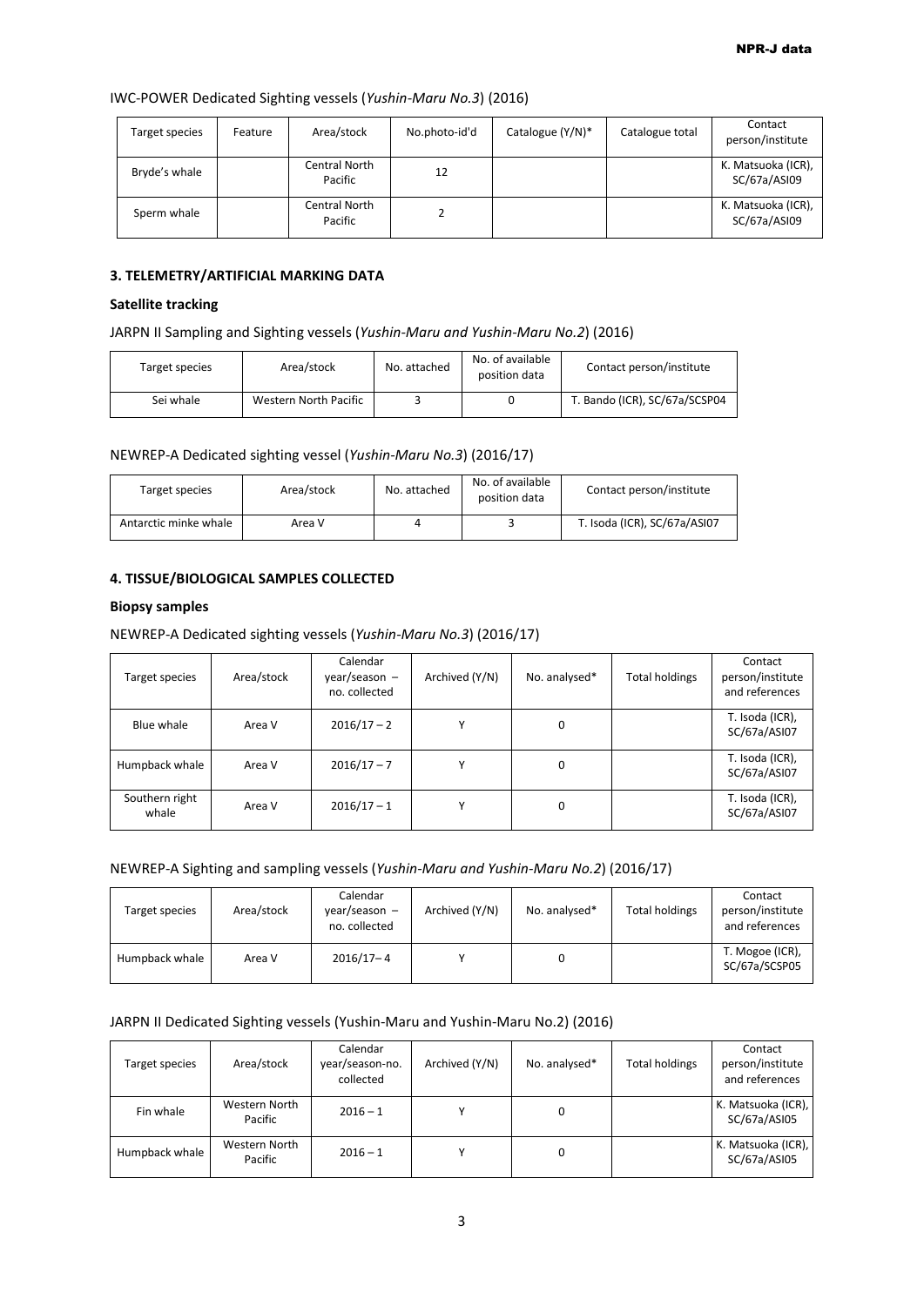IWC-POWER Dedicated Sighting vessels (*Yushin-Maru No.3*) (2016)

| Target species | Feature | Area/stock | No.photo-id'd | Catalogue (Y/N)* | Catalogue total | Contact person/institute |
|---|---|---|---|---|---|---|
| Bryde's whale | | Central North Pacific | 12 | | | K. Matsuoka (ICR), SC/67a/ASI09 |
| Sperm whale | | Central North Pacific | 2 | | | K. Matsuoka (ICR), SC/67a/ASI09 |

### 3. TELEMETRY/ARTIFICIAL MARKING DATA

#### Satellite tracking

JARPN II Sampling and Sighting vessels (*Yushin-Maru and Yushin-Maru No.2*) (2016)

| Target species | Area/stock | No. attached | No. of available position data | Contact person/institute |
|---|---|---|---|---|
| Sei whale | Western North Pacific | 3 | 0 | T. Bando (ICR), SC/67a/SCSP04 |

NEWREP-A Dedicated sighting vessel (*Yushin-Maru No.3*) (2016/17)

| Target species | Area/stock | No. attached | No. of available position data | Contact person/institute |
|---|---|---|---|---|
| Antarctic minke whale | Area V | 4 | 3 | T. Isoda (ICR), SC/67a/ASI07 |

### 4. TISSUE/BIOLOGICAL SAMPLES COLLECTED

#### Biopsy samples

NEWREP-A Dedicated sighting vessels (*Yushin-Maru No.3*) (2016/17)

| Target species | Area/stock | Calendar year/season – no. collected | Archived (Y/N) | No. analysed* | Total holdings | Contact person/institute and references |
|---|---|---|---|---|---|---|
| Blue whale | Area V | 2016/17 – 2 | Y | 0 | | T. Isoda (ICR), SC/67a/ASI07 |
| Humpback whale | Area V | 2016/17 – 7 | Y | 0 | | T. Isoda (ICR), SC/67a/ASI07 |
| Southern right whale | Area V | 2016/17 – 1 | Y | 0 | | T. Isoda (ICR), SC/67a/ASI07 |

NEWREP-A Sighting and sampling vessels (*Yushin-Maru and Yushin-Maru No.2*) (2016/17)

| Target species | Area/stock | Calendar year/season – no. collected | Archived (Y/N) | No. analysed* | Total holdings | Contact person/institute and references |
|---|---|---|---|---|---|---|
| Humpback whale | Area V | 2016/17– 4 | Y | 0 | | T. Mogoe (ICR), SC/67a/SCSP05 |

JARPN II Dedicated Sighting vessels (Yushin-Maru and Yushin-Maru No.2) (2016)

| Target species | Area/stock | Calendar year/season-no. collected | Archived (Y/N) | No. analysed* | Total holdings | Contact person/institute and references |
|---|---|---|---|---|---|---|
| Fin whale | Western North Pacific | 2016 – 1 | Y | 0 | | K. Matsuoka (ICR), SC/67a/ASI05 |
| Humpback whale | Western North Pacific | 2016 – 1 | Y | 0 | | K. Matsuoka (ICR), SC/67a/ASI05 |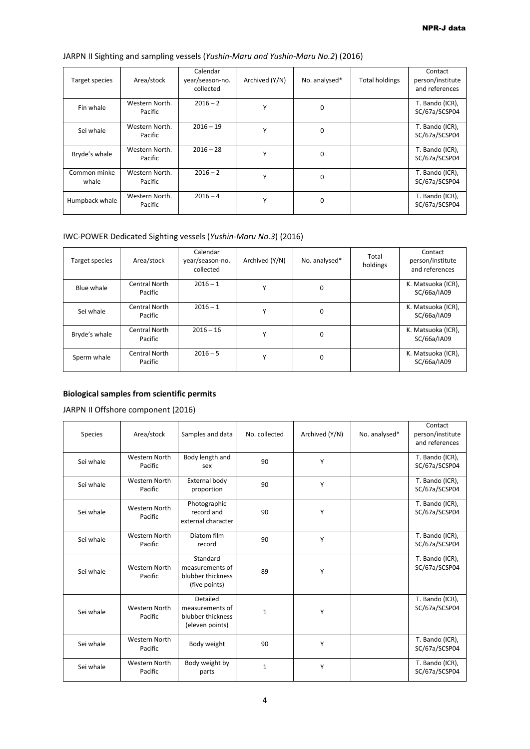JARPN II Sighting and sampling vessels (*Yushin-Maru and Yushin-Maru No.2*) (2016)

| Target species | Area/stock | Calendar year/season-no. collected | Archived (Y/N) | No. analysed* | Total holdings | Contact person/institute and references |
|---|---|---|---|---|---|---|
| Fin whale | Western North. Pacific | 2016 – 2 | Y | 0 | | T. Bando (ICR), SC/67a/SCSP04 |
| Sei whale | Western North. Pacific | 2016 – 19 | Y | 0 | | T. Bando (ICR), SC/67a/SCSP04 |
| Bryde's whale | Western North. Pacific | 2016 – 28 | Y | 0 | | T. Bando (ICR), SC/67a/SCSP04 |
| Common minke whale | Western North. Pacific | 2016 – 2 | Y | 0 | | T. Bando (ICR), SC/67a/SCSP04 |
| Humpback whale | Western North. Pacific | 2016 – 4 | Y | 0 | | T. Bando (ICR), SC/67a/SCSP04 |

IWC-POWER Dedicated Sighting vessels (*Yushin-Maru No.3*) (2016)

| Target species | Area/stock | Calendar year/season-no. collected | Archived (Y/N) | No. analysed* | Total holdings | Contact person/institute and references |
|---|---|---|---|---|---|---|
| Blue whale | Central North Pacific | 2016 – 1 | Y | 0 | | K. Matsuoka (ICR), SC/66a/IA09 |
| Sei whale | Central North Pacific | 2016 – 1 | Y | 0 | | K. Matsuoka (ICR), SC/66a/IA09 |
| Bryde's whale | Central North Pacific | 2016 – 16 | Y | 0 | | K. Matsuoka (ICR), SC/66a/IA09 |
| Sperm whale | Central North Pacific | 2016 – 5 | Y | 0 | | K. Matsuoka (ICR), SC/66a/IA09 |

**Biological samples from scientific permits**

JARPN II Offshore component (2016)

| Species | Area/stock | Samples and data | No. collected | Archived (Y/N) | No. analysed* | Contact person/institute and references |
|---|---|---|---|---|---|---|
| Sei whale | Western North Pacific | Body length and sex | 90 | Y | | T. Bando (ICR), SC/67a/SCSP04 |
| Sei whale | Western North Pacific | External body proportion | 90 | Y | | T. Bando (ICR), SC/67a/SCSP04 |
| Sei whale | Western North Pacific | Photographic record and external character | 90 | Y | | T. Bando (ICR), SC/67a/SCSP04 |
| Sei whale | Western North Pacific | Diatom film record | 90 | Y | | T. Bando (ICR), SC/67a/SCSP04 |
| Sei whale | Western North Pacific | Standard measurements of blubber thickness (five points) | 89 | Y | | T. Bando (ICR), SC/67a/SCSP04 |
| Sei whale | Western North Pacific | Detailed measurements of blubber thickness (eleven points) | 1 | Y | | T. Bando (ICR), SC/67a/SCSP04 |
| Sei whale | Western North Pacific | Body weight | 90 | Y | | T. Bando (ICR), SC/67a/SCSP04 |
| Sei whale | Western North Pacific | Body weight by parts | 1 | Y | | T. Bando (ICR), SC/67a/SCSP04 |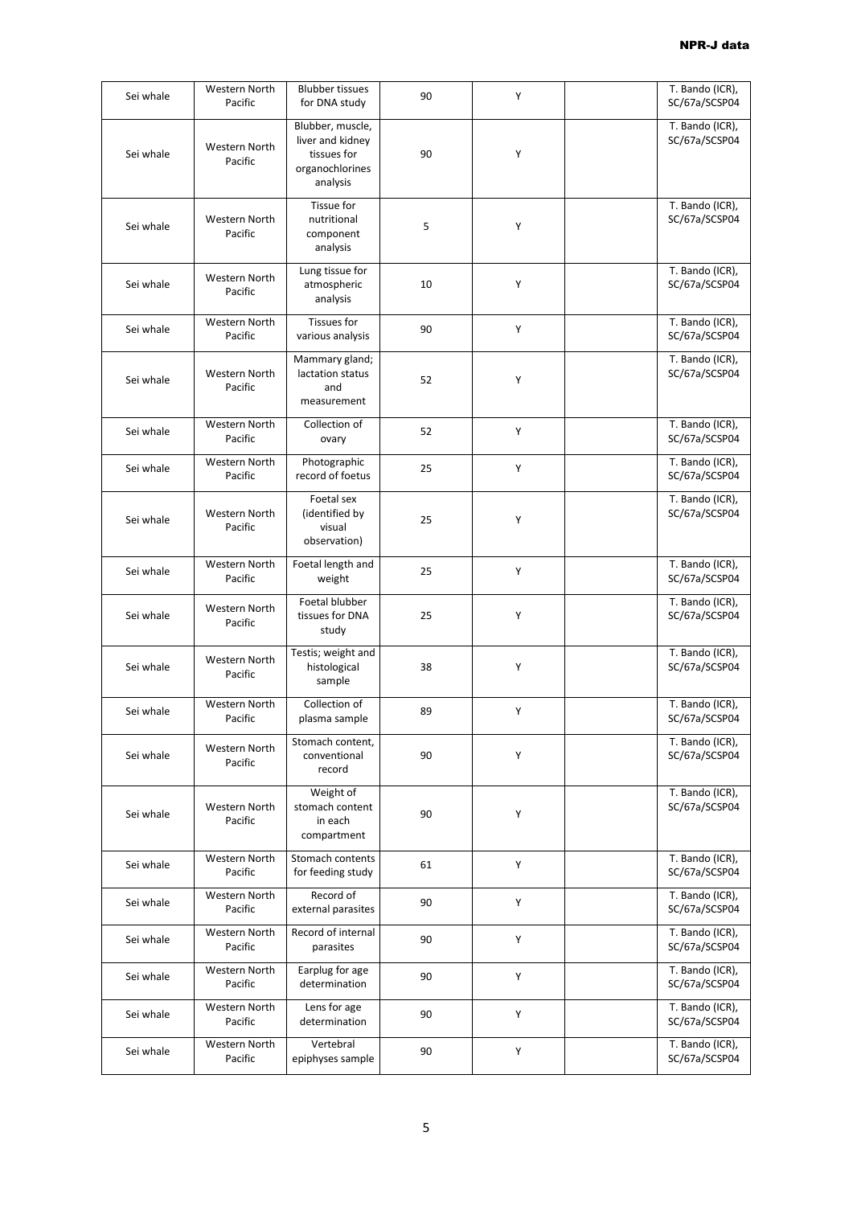| | | | | | | |
|---|---|---|---|---|---|---|
| Sei whale | Western North Pacific | Blubber tissues for DNA study | 90 | Y | | T. Bando (ICR), SC/67a/SCSP04 |
| Sei whale | Western North Pacific | Blubber, muscle, liver and kidney tissues for organochlorines analysis | 90 | Y | | T. Bando (ICR), SC/67a/SCSP04 |
| Sei whale | Western North Pacific | Tissue for nutritional component analysis | 5 | Y | | T. Bando (ICR), SC/67a/SCSP04 |
| Sei whale | Western North Pacific | Lung tissue for atmospheric analysis | 10 | Y | | T. Bando (ICR), SC/67a/SCSP04 |
| Sei whale | Western North Pacific | Tissues for various analysis | 90 | Y | | T. Bando (ICR), SC/67a/SCSP04 |
| Sei whale | Western North Pacific | Mammary gland; lactation status and measurement | 52 | Y | | T. Bando (ICR), SC/67a/SCSP04 |
| Sei whale | Western North Pacific | Collection of ovary | 52 | Y | | T. Bando (ICR), SC/67a/SCSP04 |
| Sei whale | Western North Pacific | Photographic record of foetus | 25 | Y | | T. Bando (ICR), SC/67a/SCSP04 |
| Sei whale | Western North Pacific | Foetal sex (identified by visual observation) | 25 | Y | | T. Bando (ICR), SC/67a/SCSP04 |
| Sei whale | Western North Pacific | Foetal length and weight | 25 | Y | | T. Bando (ICR), SC/67a/SCSP04 |
| Sei whale | Western North Pacific | Foetal blubber tissues for DNA study | 25 | Y | | T. Bando (ICR), SC/67a/SCSP04 |
| Sei whale | Western North Pacific | Testis; weight and histological sample | 38 | Y | | T. Bando (ICR), SC/67a/SCSP04 |
| Sei whale | Western North Pacific | Collection of plasma sample | 89 | Y | | T. Bando (ICR), SC/67a/SCSP04 |
| Sei whale | Western North Pacific | Stomach content, conventional record | 90 | Y | | T. Bando (ICR), SC/67a/SCSP04 |
| Sei whale | Western North Pacific | Weight of stomach content in each compartment | 90 | Y | | T. Bando (ICR), SC/67a/SCSP04 |
| Sei whale | Western North Pacific | Stomach contents for feeding study | 61 | Y | | T. Bando (ICR), SC/67a/SCSP04 |
| Sei whale | Western North Pacific | Record of external parasites | 90 | Y | | T. Bando (ICR), SC/67a/SCSP04 |
| Sei whale | Western North Pacific | Record of internal parasites | 90 | Y | | T. Bando (ICR), SC/67a/SCSP04 |
| Sei whale | Western North Pacific | Earplug for age determination | 90 | Y | | T. Bando (ICR), SC/67a/SCSP04 |
| Sei whale | Western North Pacific | Lens for age determination | 90 | Y | | T. Bando (ICR), SC/67a/SCSP04 |
| Sei whale | Western North Pacific | Vertebral epiphyses sample | 90 | Y | | T. Bando (ICR), SC/67a/SCSP04 |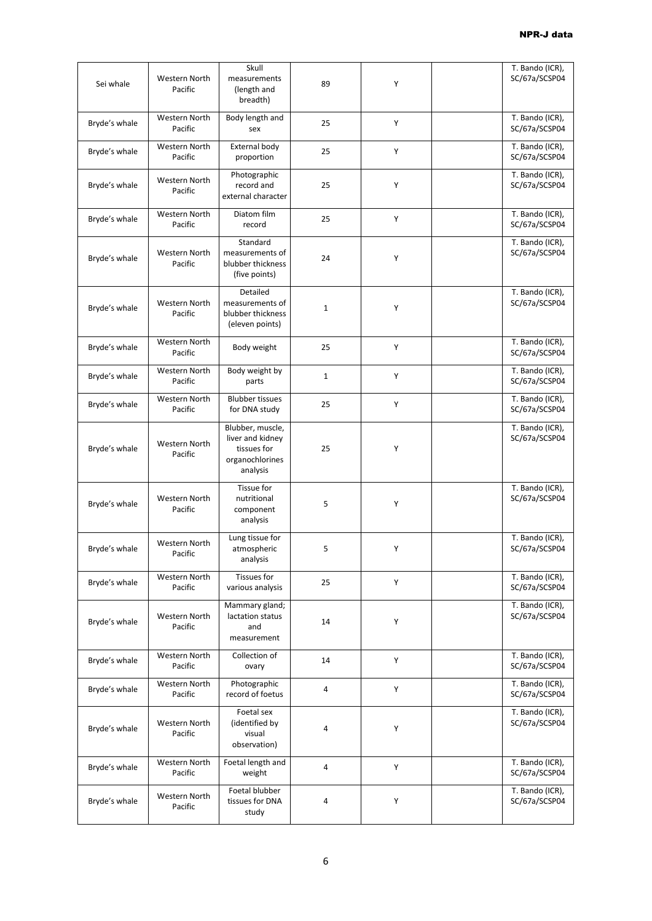| | | | | | | |
|---|---|---|---|---|---|---|
| Sei whale | Western North Pacific | Skull measurements (length and breadth) | 89 | Y | | T. Bando (ICR), SC/67a/SCSP04 |
| Bryde's whale | Western North Pacific | Body length and sex | 25 | Y | | T. Bando (ICR), SC/67a/SCSP04 |
| Bryde's whale | Western North Pacific | External body proportion | 25 | Y | | T. Bando (ICR), SC/67a/SCSP04 |
| Bryde's whale | Western North Pacific | Photographic record and external character | 25 | Y | | T. Bando (ICR), SC/67a/SCSP04 |
| Bryde's whale | Western North Pacific | Diatom film record | 25 | Y | | T. Bando (ICR), SC/67a/SCSP04 |
| Bryde's whale | Western North Pacific | Standard measurements of blubber thickness (five points) | 24 | Y | | T. Bando (ICR), SC/67a/SCSP04 |
| Bryde's whale | Western North Pacific | Detailed measurements of blubber thickness (eleven points) | 1 | Y | | T. Bando (ICR), SC/67a/SCSP04 |
| Bryde's whale | Western North Pacific | Body weight | 25 | Y | | T. Bando (ICR), SC/67a/SCSP04 |
| Bryde's whale | Western North Pacific | Body weight by parts | 1 | Y | | T. Bando (ICR), SC/67a/SCSP04 |
| Bryde's whale | Western North Pacific | Blubber tissues for DNA study | 25 | Y | | T. Bando (ICR), SC/67a/SCSP04 |
| Bryde's whale | Western North Pacific | Blubber, muscle, liver and kidney tissues for organochlorines analysis | 25 | Y | | T. Bando (ICR), SC/67a/SCSP04 |
| Bryde's whale | Western North Pacific | Tissue for nutritional component analysis | 5 | Y | | T. Bando (ICR), SC/67a/SCSP04 |
| Bryde's whale | Western North Pacific | Lung tissue for atmospheric analysis | 5 | Y | | T. Bando (ICR), SC/67a/SCSP04 |
| Bryde's whale | Western North Pacific | Tissues for various analysis | 25 | Y | | T. Bando (ICR), SC/67a/SCSP04 |
| Bryde's whale | Western North Pacific | Mammary gland; lactation status and measurement | 14 | Y | | T. Bando (ICR), SC/67a/SCSP04 |
| Bryde's whale | Western North Pacific | Collection of ovary | 14 | Y | | T. Bando (ICR), SC/67a/SCSP04 |
| Bryde's whale | Western North Pacific | Photographic record of foetus | 4 | Y | | T. Bando (ICR), SC/67a/SCSP04 |
| Bryde's whale | Western North Pacific | Foetal sex (identified by visual observation) | 4 | Y | | T. Bando (ICR), SC/67a/SCSP04 |
| Bryde's whale | Western North Pacific | Foetal length and weight | 4 | Y | | T. Bando (ICR), SC/67a/SCSP04 |
| Bryde's whale | Western North Pacific | Foetal blubber tissues for DNA study | 4 | Y | | T. Bando (ICR), SC/67a/SCSP04 |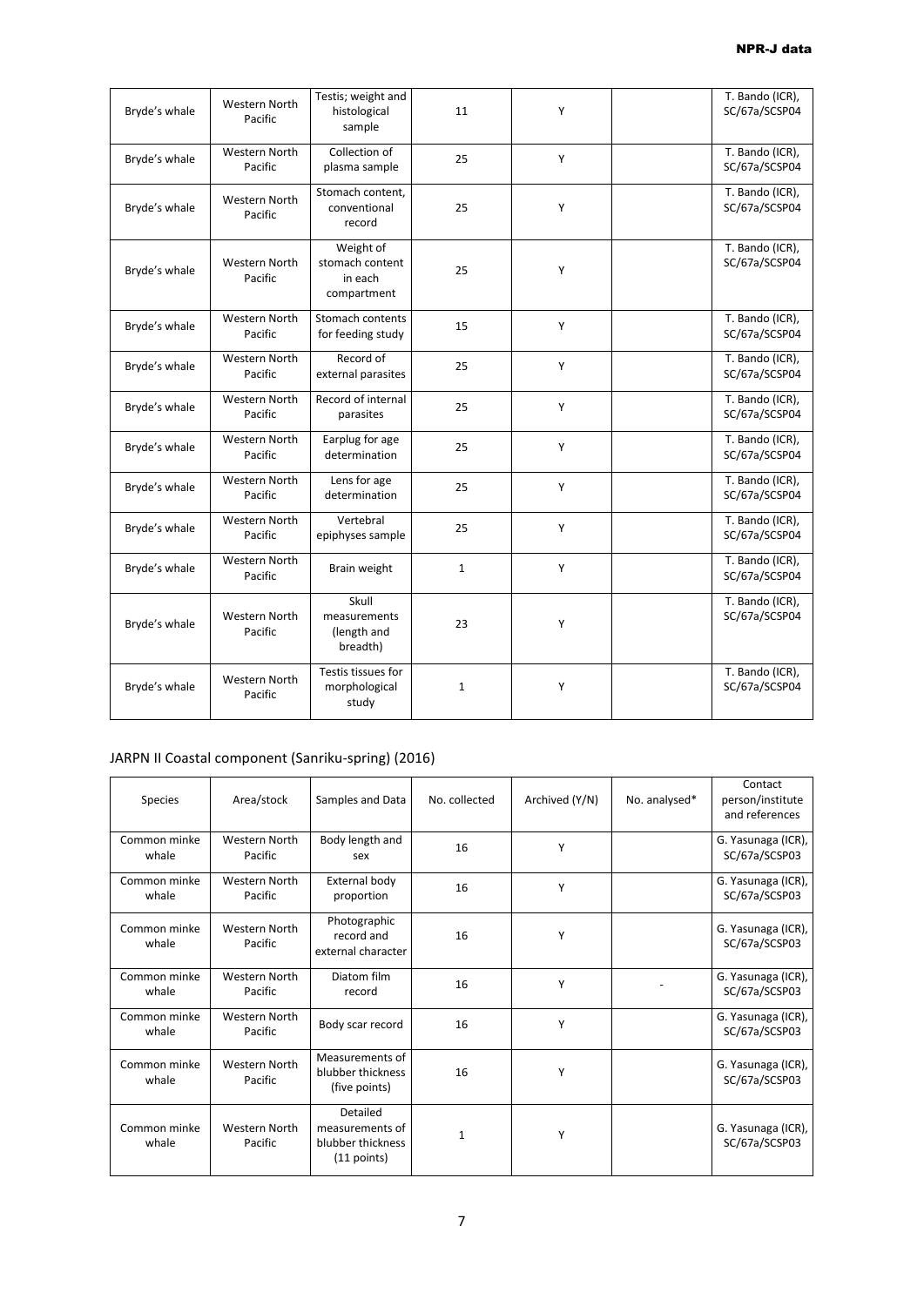| | | | | | | |
|---|---|---|---|---|---|---|
| Bryde's whale | Western North Pacific | Testis; weight and histological sample | 11 | Y | | T. Bando (ICR), SC/67a/SCSP04 |
| Bryde's whale | Western North Pacific | Collection of plasma sample | 25 | Y | | T. Bando (ICR), SC/67a/SCSP04 |
| Bryde's whale | Western North Pacific | Stomach content, conventional record | 25 | Y | | T. Bando (ICR), SC/67a/SCSP04 |
| Bryde's whale | Western North Pacific | Weight of stomach content in each compartment | 25 | Y | | T. Bando (ICR), SC/67a/SCSP04 |
| Bryde's whale | Western North Pacific | Stomach contents for feeding study | 15 | Y | | T. Bando (ICR), SC/67a/SCSP04 |
| Bryde's whale | Western North Pacific | Record of external parasites | 25 | Y | | T. Bando (ICR), SC/67a/SCSP04 |
| Bryde's whale | Western North Pacific | Record of internal parasites | 25 | Y | | T. Bando (ICR), SC/67a/SCSP04 |
| Bryde's whale | Western North Pacific | Earplug for age determination | 25 | Y | | T. Bando (ICR), SC/67a/SCSP04 |
| Bryde's whale | Western North Pacific | Lens for age determination | 25 | Y | | T. Bando (ICR), SC/67a/SCSP04 |
| Bryde's whale | Western North Pacific | Vertebral epiphyses sample | 25 | Y | | T. Bando (ICR), SC/67a/SCSP04 |
| Bryde's whale | Western North Pacific | Brain weight | 1 | Y | | T. Bando (ICR), SC/67a/SCSP04 |
| Bryde's whale | Western North Pacific | Skull measurements (length and breadth) | 23 | Y | | T. Bando (ICR), SC/67a/SCSP04 |
| Bryde's whale | Western North Pacific | Testis tissues for morphological study | 1 | Y | | T. Bando (ICR), SC/67a/SCSP04 |

JARPN II Coastal component (Sanriku-spring) (2016)

| Species | Area/stock | Samples and Data | No. collected | Archived (Y/N) | No. analysed* | Contact person/institute and references |
|---|---|---|---|---|---|---|
| Common minke whale | Western North Pacific | Body length and sex | 16 | Y | | G. Yasunaga (ICR), SC/67a/SCSP03 |
| Common minke whale | Western North Pacific | External body proportion | 16 | Y | | G. Yasunaga (ICR), SC/67a/SCSP03 |
| Common minke whale | Western North Pacific | Photographic record and external character | 16 | Y | | G. Yasunaga (ICR), SC/67a/SCSP03 |
| Common minke whale | Western North Pacific | Diatom film record | 16 | Y | - | G. Yasunaga (ICR), SC/67a/SCSP03 |
| Common minke whale | Western North Pacific | Body scar record | 16 | Y | | G. Yasunaga (ICR), SC/67a/SCSP03 |
| Common minke whale | Western North Pacific | Measurements of blubber thickness (five points) | 16 | Y | | G. Yasunaga (ICR), SC/67a/SCSP03 |
| Common minke whale | Western North Pacific | Detailed measurements of blubber thickness (11 points) | 1 | Y | | G. Yasunaga (ICR), SC/67a/SCSP03 |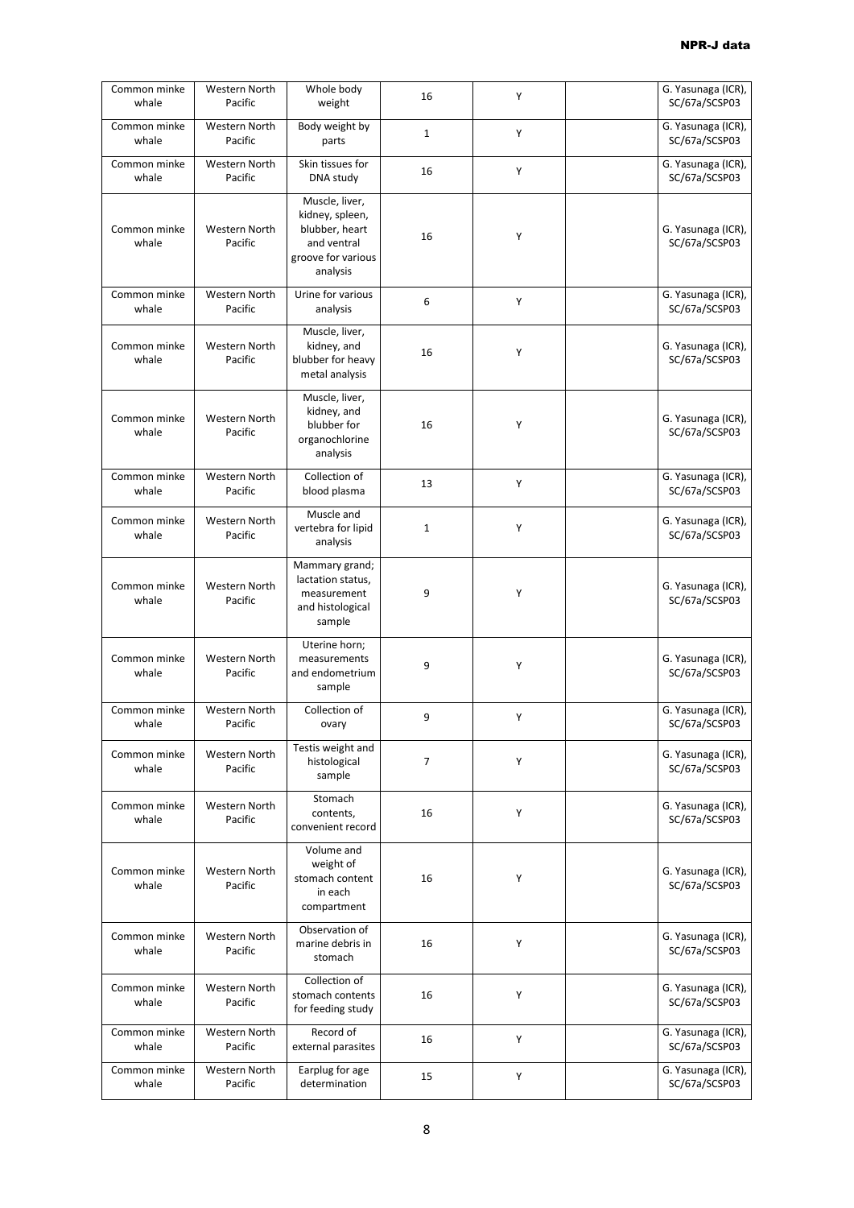| | | | | | | |
|---|---|---|---|---|---|---|
| Common minke whale | Western North Pacific | Whole body weight | 16 | Y | | G. Yasunaga (ICR), SC/67a/SCSP03 |
| Common minke whale | Western North Pacific | Body weight by parts | 1 | Y | | G. Yasunaga (ICR), SC/67a/SCSP03 |
| Common minke whale | Western North Pacific | Skin tissues for DNA study | 16 | Y | | G. Yasunaga (ICR), SC/67a/SCSP03 |
| Common minke whale | Western North Pacific | Muscle, liver, kidney, spleen, blubber, heart and ventral groove for various analysis | 16 | Y | | G. Yasunaga (ICR), SC/67a/SCSP03 |
| Common minke whale | Western North Pacific | Urine for various analysis | 6 | Y | | G. Yasunaga (ICR), SC/67a/SCSP03 |
| Common minke whale | Western North Pacific | Muscle, liver, kidney, and blubber for heavy metal analysis | 16 | Y | | G. Yasunaga (ICR), SC/67a/SCSP03 |
| Common minke whale | Western North Pacific | Muscle, liver, kidney, and blubber for organochlorine analysis | 16 | Y | | G. Yasunaga (ICR), SC/67a/SCSP03 |
| Common minke whale | Western North Pacific | Collection of blood plasma | 13 | Y | | G. Yasunaga (ICR), SC/67a/SCSP03 |
| Common minke whale | Western North Pacific | Muscle and vertebra for lipid analysis | 1 | Y | | G. Yasunaga (ICR), SC/67a/SCSP03 |
| Common minke whale | Western North Pacific | Mammary grand; lactation status, measurement and histological sample | 9 | Y | | G. Yasunaga (ICR), SC/67a/SCSP03 |
| Common minke whale | Western North Pacific | Uterine horn; measurements and endometrium sample | 9 | Y | | G. Yasunaga (ICR), SC/67a/SCSP03 |
| Common minke whale | Western North Pacific | Collection of ovary | 9 | Y | | G. Yasunaga (ICR), SC/67a/SCSP03 |
| Common minke whale | Western North Pacific | Testis weight and histological sample | 7 | Y | | G. Yasunaga (ICR), SC/67a/SCSP03 |
| Common minke whale | Western North Pacific | Stomach contents, convenient record | 16 | Y | | G. Yasunaga (ICR), SC/67a/SCSP03 |
| Common minke whale | Western North Pacific | Volume and weight of stomach content in each compartment | 16 | Y | | G. Yasunaga (ICR), SC/67a/SCSP03 |
| Common minke whale | Western North Pacific | Observation of marine debris in stomach | 16 | Y | | G. Yasunaga (ICR), SC/67a/SCSP03 |
| Common minke whale | Western North Pacific | Collection of stomach contents for feeding study | 16 | Y | | G. Yasunaga (ICR), SC/67a/SCSP03 |
| Common minke whale | Western North Pacific | Record of external parasites | 16 | Y | | G. Yasunaga (ICR), SC/67a/SCSP03 |
| Common minke whale | Western North Pacific | Earplug for age determination | 15 | Y | | G. Yasunaga (ICR), SC/67a/SCSP03 |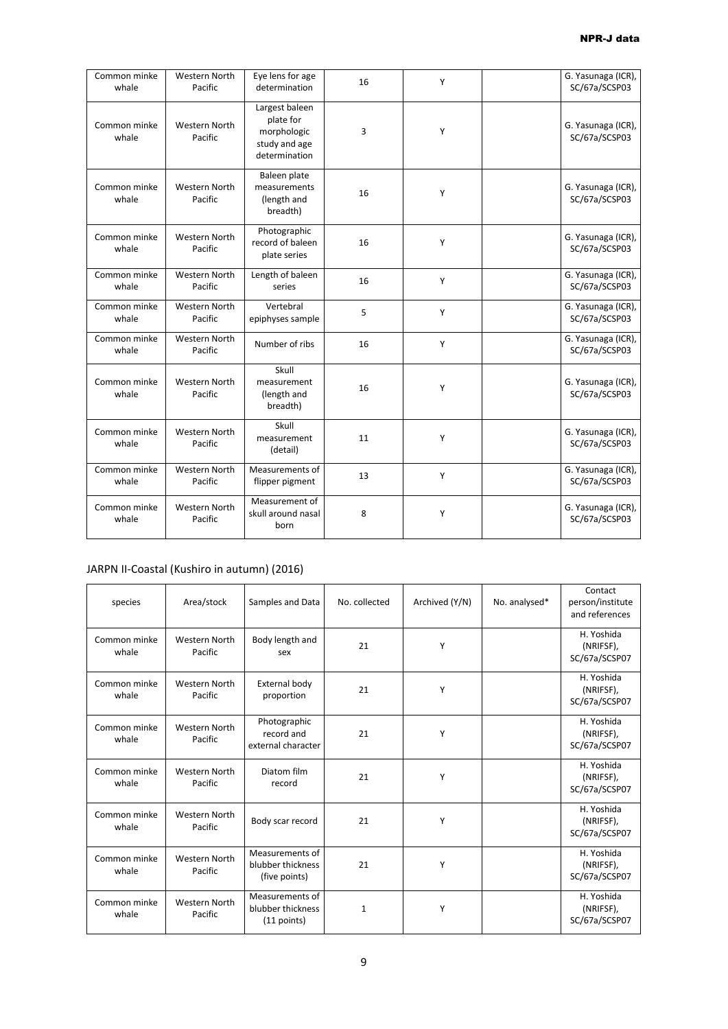| | | | | | | |
|---|---|---|---|---|---|---|
| Common minke whale | Western North Pacific | Eye lens for age determination | 16 | Y | | G. Yasunaga (ICR), SC/67a/SCSP03 |
| Common minke whale | Western North Pacific | Largest baleen plate for morphologic study and age determination | 3 | Y | | G. Yasunaga (ICR), SC/67a/SCSP03 |
| Common minke whale | Western North Pacific | Baleen plate measurements (length and breadth) | 16 | Y | | G. Yasunaga (ICR), SC/67a/SCSP03 |
| Common minke whale | Western North Pacific | Photographic record of baleen plate series | 16 | Y | | G. Yasunaga (ICR), SC/67a/SCSP03 |
| Common minke whale | Western North Pacific | Length of baleen series | 16 | Y | | G. Yasunaga (ICR), SC/67a/SCSP03 |
| Common minke whale | Western North Pacific | Vertebral epiphyses sample | 5 | Y | | G. Yasunaga (ICR), SC/67a/SCSP03 |
| Common minke whale | Western North Pacific | Number of ribs | 16 | Y | | G. Yasunaga (ICR), SC/67a/SCSP03 |
| Common minke whale | Western North Pacific | Skull measurement (length and breadth) | 16 | Y | | G. Yasunaga (ICR), SC/67a/SCSP03 |
| Common minke whale | Western North Pacific | Skull measurement (detail) | 11 | Y | | G. Yasunaga (ICR), SC/67a/SCSP03 |
| Common minke whale | Western North Pacific | Measurements of flipper pigment | 13 | Y | | G. Yasunaga (ICR), SC/67a/SCSP03 |
| Common minke whale | Western North Pacific | Measurement of skull around nasal born | 8 | Y | | G. Yasunaga (ICR), SC/67a/SCSP03 |

JARPN II-Coastal (Kushiro in autumn) (2016)

| species | Area/stock | Samples and Data | No. collected | Archived (Y/N) | No. analysed* | Contact person/institute and references |
|---|---|---|---|---|---|---|
| Common minke whale | Western North Pacific | Body length and sex | 21 | Y | | H. Yoshida (NRIFSF), SC/67a/SCSP07 |
| Common minke whale | Western North Pacific | External body proportion | 21 | Y | | H. Yoshida (NRIFSF), SC/67a/SCSP07 |
| Common minke whale | Western North Pacific | Photographic record and external character | 21 | Y | | H. Yoshida (NRIFSF), SC/67a/SCSP07 |
| Common minke whale | Western North Pacific | Diatom film record | 21 | Y | | H. Yoshida (NRIFSF), SC/67a/SCSP07 |
| Common minke whale | Western North Pacific | Body scar record | 21 | Y | | H. Yoshida (NRIFSF), SC/67a/SCSP07 |
| Common minke whale | Western North Pacific | Measurements of blubber thickness (five points) | 21 | Y | | H. Yoshida (NRIFSF), SC/67a/SCSP07 |
| Common minke whale | Western North Pacific | Measurements of blubber thickness (11 points) | 1 | Y | | H. Yoshida (NRIFSF), SC/67a/SCSP07 |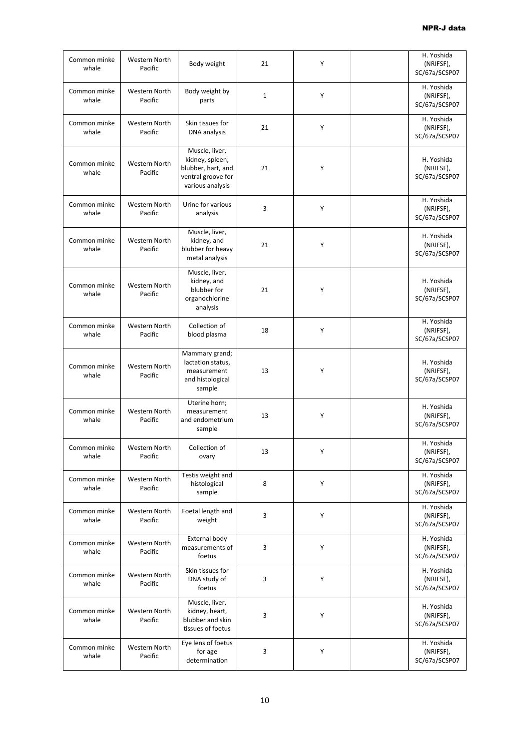| | | | | | | |
|---|---|---|---|---|---|---|
| Common minke whale | Western North Pacific | Body weight | 21 | Y | | H. Yoshida (NRIFSF), SC/67a/SCSP07 |
| Common minke whale | Western North Pacific | Body weight by parts | 1 | Y | | H. Yoshida (NRIFSF), SC/67a/SCSP07 |
| Common minke whale | Western North Pacific | Skin tissues for DNA analysis | 21 | Y | | H. Yoshida (NRIFSF), SC/67a/SCSP07 |
| Common minke whale | Western North Pacific | Muscle, liver, kidney, spleen, blubber, hart, and ventral groove for various analysis | 21 | Y | | H. Yoshida (NRIFSF), SC/67a/SCSP07 |
| Common minke whale | Western North Pacific | Urine for various analysis | 3 | Y | | H. Yoshida (NRIFSF), SC/67a/SCSP07 |
| Common minke whale | Western North Pacific | Muscle, liver, kidney, and blubber for heavy metal analysis | 21 | Y | | H. Yoshida (NRIFSF), SC/67a/SCSP07 |
| Common minke whale | Western North Pacific | Muscle, liver, kidney, and blubber for organochlorine analysis | 21 | Y | | H. Yoshida (NRIFSF), SC/67a/SCSP07 |
| Common minke whale | Western North Pacific | Collection of blood plasma | 18 | Y | | H. Yoshida (NRIFSF), SC/67a/SCSP07 |
| Common minke whale | Western North Pacific | Mammary grand; lactation status, measurement and histological sample | 13 | Y | | H. Yoshida (NRIFSF), SC/67a/SCSP07 |
| Common minke whale | Western North Pacific | Uterine horn; measurement and endometrium sample | 13 | Y | | H. Yoshida (NRIFSF), SC/67a/SCSP07 |
| Common minke whale | Western North Pacific | Collection of ovary | 13 | Y | | H. Yoshida (NRIFSF), SC/67a/SCSP07 |
| Common minke whale | Western North Pacific | Testis weight and histological sample | 8 | Y | | H. Yoshida (NRIFSF), SC/67a/SCSP07 |
| Common minke whale | Western North Pacific | Foetal length and weight | 3 | Y | | H. Yoshida (NRIFSF), SC/67a/SCSP07 |
| Common minke whale | Western North Pacific | External body measurements of foetus | 3 | Y | | H. Yoshida (NRIFSF), SC/67a/SCSP07 |
| Common minke whale | Western North Pacific | Skin tissues for DNA study of foetus | 3 | Y | | H. Yoshida (NRIFSF), SC/67a/SCSP07 |
| Common minke whale | Western North Pacific | Muscle, liver, kidney, heart, blubber and skin tissues of foetus | 3 | Y | | H. Yoshida (NRIFSF), SC/67a/SCSP07 |
| Common minke whale | Western North Pacific | Eye lens of foetus for age determination | 3 | Y | | H. Yoshida (NRIFSF), SC/67a/SCSP07 |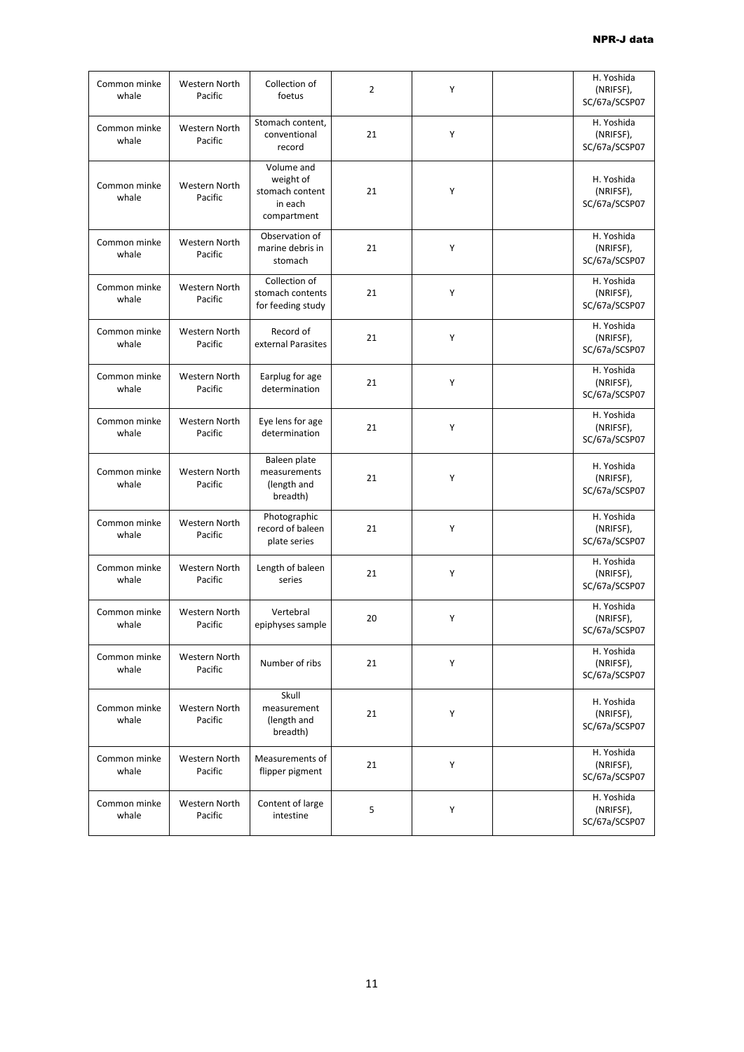| Common minke whale | Western North Pacific | Collection of foetus | 2 | Y | | H. Yoshida (NRIFSF), SC/67a/SCSP07 |
|---|---|---|---|---|---|---|
| Common minke whale | Western North Pacific | Stomach content, conventional record | 21 | Y | | H. Yoshida (NRIFSF), SC/67a/SCSP07 |
| Common minke whale | Western North Pacific | Volume and weight of stomach content in each compartment | 21 | Y | | H. Yoshida (NRIFSF), SC/67a/SCSP07 |
| Common minke whale | Western North Pacific | Observation of marine debris in stomach | 21 | Y | | H. Yoshida (NRIFSF), SC/67a/SCSP07 |
| Common minke whale | Western North Pacific | Collection of stomach contents for feeding study | 21 | Y | | H. Yoshida (NRIFSF), SC/67a/SCSP07 |
| Common minke whale | Western North Pacific | Record of external Parasites | 21 | Y | | H. Yoshida (NRIFSF), SC/67a/SCSP07 |
| Common minke whale | Western North Pacific | Earplug for age determination | 21 | Y | | H. Yoshida (NRIFSF), SC/67a/SCSP07 |
| Common minke whale | Western North Pacific | Eye lens for age determination | 21 | Y | | H. Yoshida (NRIFSF), SC/67a/SCSP07 |
| Common minke whale | Western North Pacific | Baleen plate measurements (length and breadth) | 21 | Y | | H. Yoshida (NRIFSF), SC/67a/SCSP07 |
| Common minke whale | Western North Pacific | Photographic record of baleen plate series | 21 | Y | | H. Yoshida (NRIFSF), SC/67a/SCSP07 |
| Common minke whale | Western North Pacific | Length of baleen series | 21 | Y | | H. Yoshida (NRIFSF), SC/67a/SCSP07 |
| Common minke whale | Western North Pacific | Vertebral epiphyses sample | 20 | Y | | H. Yoshida (NRIFSF), SC/67a/SCSP07 |
| Common minke whale | Western North Pacific | Number of ribs | 21 | Y | | H. Yoshida (NRIFSF), SC/67a/SCSP07 |
| Common minke whale | Western North Pacific | Skull measurement (length and breadth) | 21 | Y | | H. Yoshida (NRIFSF), SC/67a/SCSP07 |
| Common minke whale | Western North Pacific | Measurements of flipper pigment | 21 | Y | | H. Yoshida (NRIFSF), SC/67a/SCSP07 |
| Common minke whale | Western North Pacific | Content of large intestine | 5 | Y | | H. Yoshida (NRIFSF), SC/67a/SCSP07 |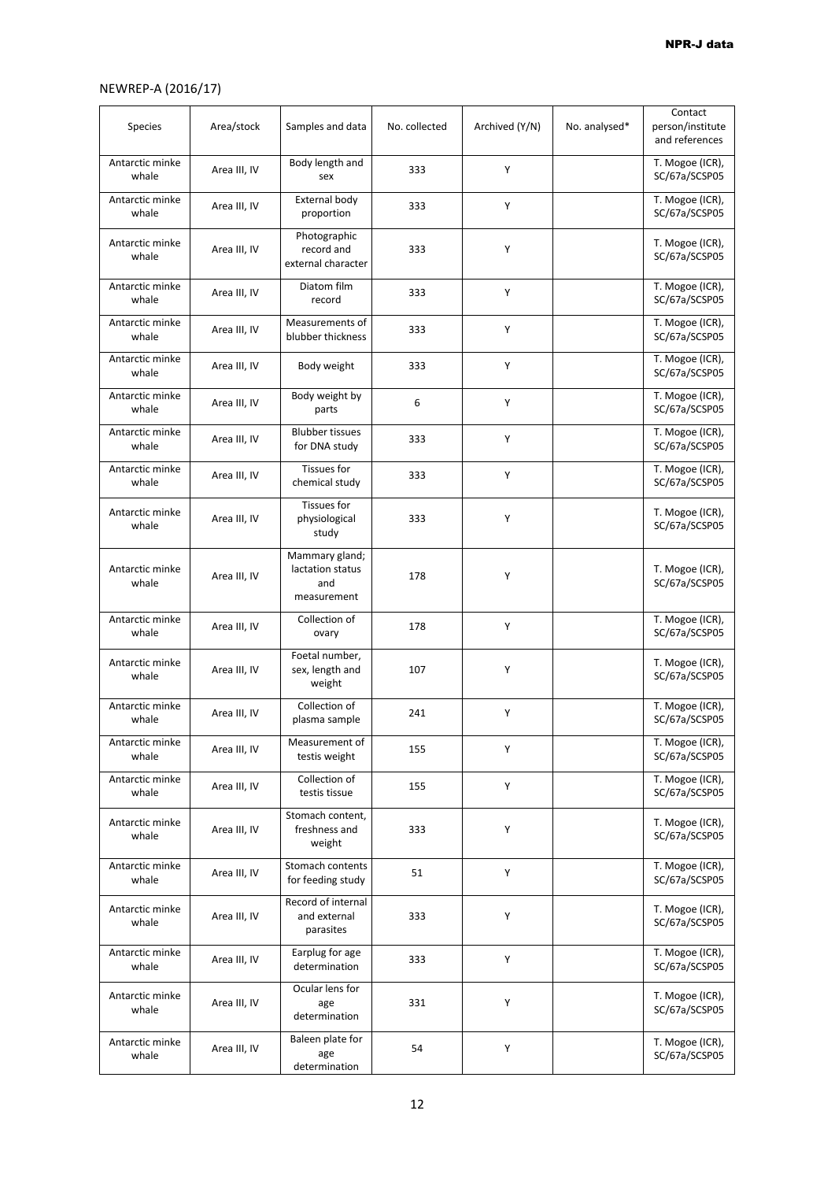## NEWREP-A (2016/17)

| Species | Area/stock | Samples and data | No. collected | Archived (Y/N) | No. analysed* | Contact person/institute and references |
|---|---|---|---|---|---|---|
| Antarctic minke whale | Area III, IV | Body length and sex | 333 | Y | | T. Mogoe (ICR), SC/67a/SCSP05 |
| Antarctic minke whale | Area III, IV | External body proportion | 333 | Y | | T. Mogoe (ICR), SC/67a/SCSP05 |
| Antarctic minke whale | Area III, IV | Photographic record and external character | 333 | Y | | T. Mogoe (ICR), SC/67a/SCSP05 |
| Antarctic minke whale | Area III, IV | Diatom film record | 333 | Y | | T. Mogoe (ICR), SC/67a/SCSP05 |
| Antarctic minke whale | Area III, IV | Measurements of blubber thickness | 333 | Y | | T. Mogoe (ICR), SC/67a/SCSP05 |
| Antarctic minke whale | Area III, IV | Body weight | 333 | Y | | T. Mogoe (ICR), SC/67a/SCSP05 |
| Antarctic minke whale | Area III, IV | Body weight by parts | 6 | Y | | T. Mogoe (ICR), SC/67a/SCSP05 |
| Antarctic minke whale | Area III, IV | Blubber tissues for DNA study | 333 | Y | | T. Mogoe (ICR), SC/67a/SCSP05 |
| Antarctic minke whale | Area III, IV | Tissues for chemical study | 333 | Y | | T. Mogoe (ICR), SC/67a/SCSP05 |
| Antarctic minke whale | Area III, IV | Tissues for physiological study | 333 | Y | | T. Mogoe (ICR), SC/67a/SCSP05 |
| Antarctic minke whale | Area III, IV | Mammary gland; lactation status and measurement | 178 | Y | | T. Mogoe (ICR), SC/67a/SCSP05 |
| Antarctic minke whale | Area III, IV | Collection of ovary | 178 | Y | | T. Mogoe (ICR), SC/67a/SCSP05 |
| Antarctic minke whale | Area III, IV | Foetal number, sex, length and weight | 107 | Y | | T. Mogoe (ICR), SC/67a/SCSP05 |
| Antarctic minke whale | Area III, IV | Collection of plasma sample | 241 | Y | | T. Mogoe (ICR), SC/67a/SCSP05 |
| Antarctic minke whale | Area III, IV | Measurement of testis weight | 155 | Y | | T. Mogoe (ICR), SC/67a/SCSP05 |
| Antarctic minke whale | Area III, IV | Collection of testis tissue | 155 | Y | | T. Mogoe (ICR), SC/67a/SCSP05 |
| Antarctic minke whale | Area III, IV | Stomach content, freshness and weight | 333 | Y | | T. Mogoe (ICR), SC/67a/SCSP05 |
| Antarctic minke whale | Area III, IV | Stomach contents for feeding study | 51 | Y | | T. Mogoe (ICR), SC/67a/SCSP05 |
| Antarctic minke whale | Area III, IV | Record of internal and external parasites | 333 | Y | | T. Mogoe (ICR), SC/67a/SCSP05 |
| Antarctic minke whale | Area III, IV | Earplug for age determination | 333 | Y | | T. Mogoe (ICR), SC/67a/SCSP05 |
| Antarctic minke whale | Area III, IV | Ocular lens for age determination | 331 | Y | | T. Mogoe (ICR), SC/67a/SCSP05 |
| Antarctic minke whale | Area III, IV | Baleen plate for age determination | 54 | Y | | T. Mogoe (ICR), SC/67a/SCSP05 |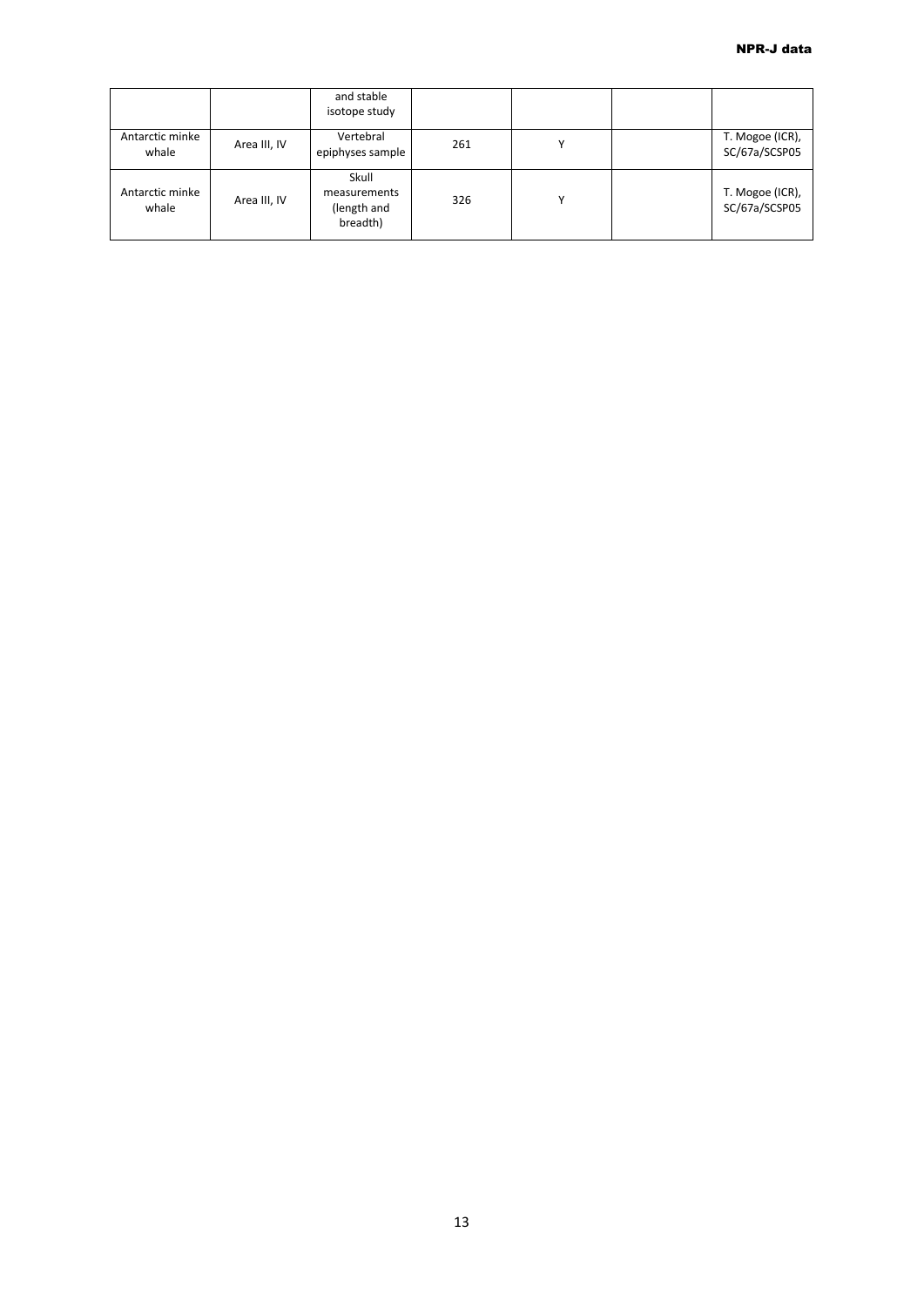| | | | | | | |
|---|---|---|---|---|---|---|
| | | and stable isotope study | | | | |
| Antarctic minke whale | Area III, IV | Vertebral epiphyses sample | 261 | Y | | T. Mogoe (ICR), SC/67a/SCSP05 |
| Antarctic minke whale | Area III, IV | Skull measurements (length and breadth) | 326 | Y | | T. Mogoe (ICR), SC/67a/SCSP05 |